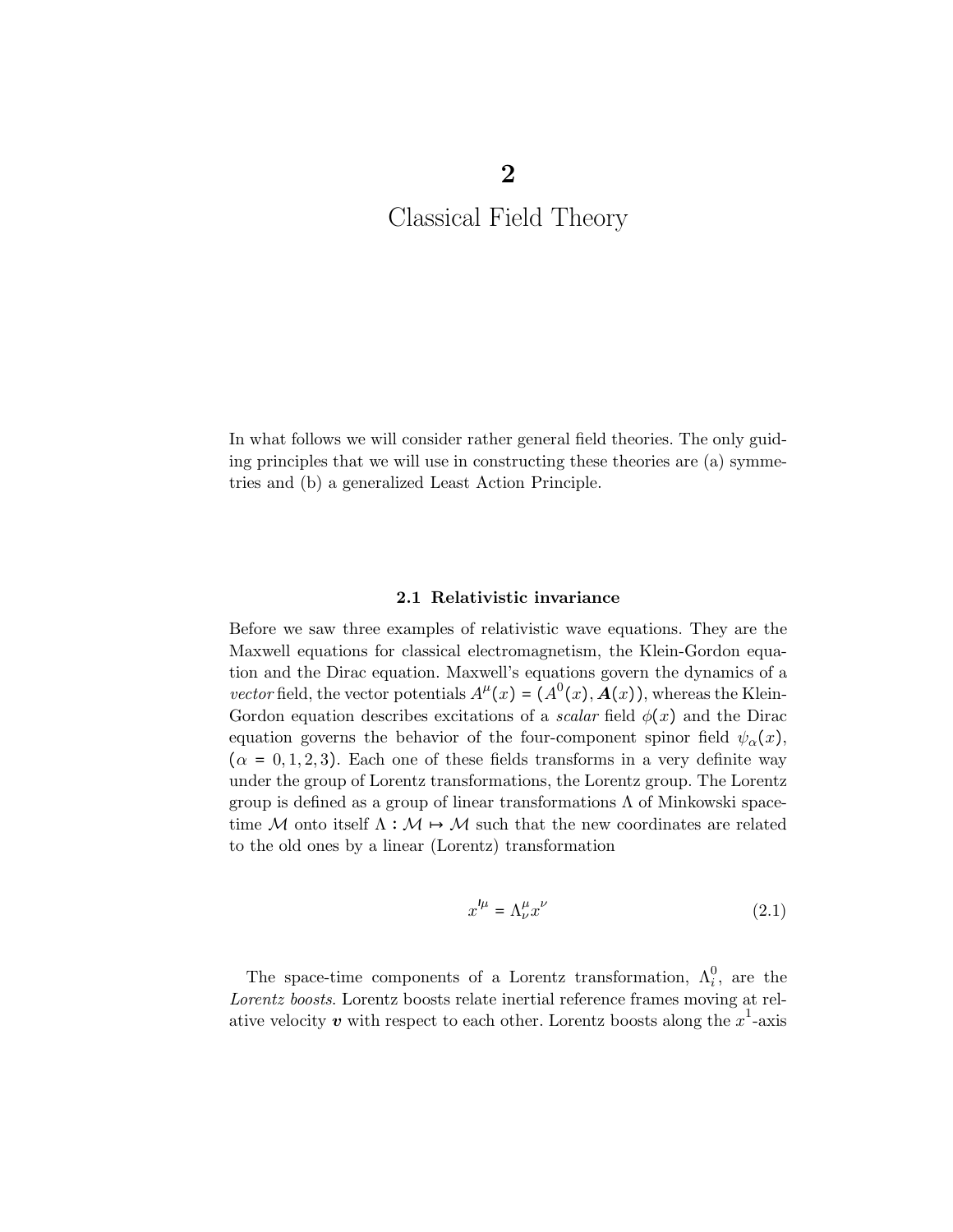# 2

# Classical Field Theory

In what follows we will consider rather general field theories. The only guiding principles that we will use in constructing these theories are (a) symmetries and (b) a generalized Least Action Principle.

## 2.1 Relativistic invariance

Before we saw three examples of relativistic wave equations. They are the Maxwell equations for classical electromagnetism, the Klein-Gordon equation and the Dirac equation. Maxwell's equations govern the dynamics of a *vector* field, the vector potentials $A^{\mu}(x) = (A^{0}(x), \boldsymbol{A}(x))$, whereas the Klein-Gordon equation describes excitations of a *scalar* field $\phi(x)$ and the Dirac equation governs the behavior of the four-component spinor field $\psi_{\alpha}(x)$, ($\alpha = 0, 1, 2, 3$). Each one of these fields transforms in a very definite way under the group of Lorentz transformations, the Lorentz group. The Lorentz group is defined as a group of linear transformations $\Lambda$ of Minkowski space-time $\mathcal{M}$ onto itself $\Lambda : \mathcal{M} \mapsto \mathcal{M}$ such that the new coordinates are related to the old ones by a linear (Lorentz) transformation

$$x'^{\mu} = \Lambda^{\mu}_{\nu} x^{\nu} \tag{2.1}$$

The space-time components of a Lorentz transformation, $\Lambda^{0}_{i}$, are the *Lorentz boosts*. Lorentz boosts relate inertial reference frames moving at relative velocity $\boldsymbol{v}$ with respect to each other. Lorentz boosts along the $x^{1}$-axis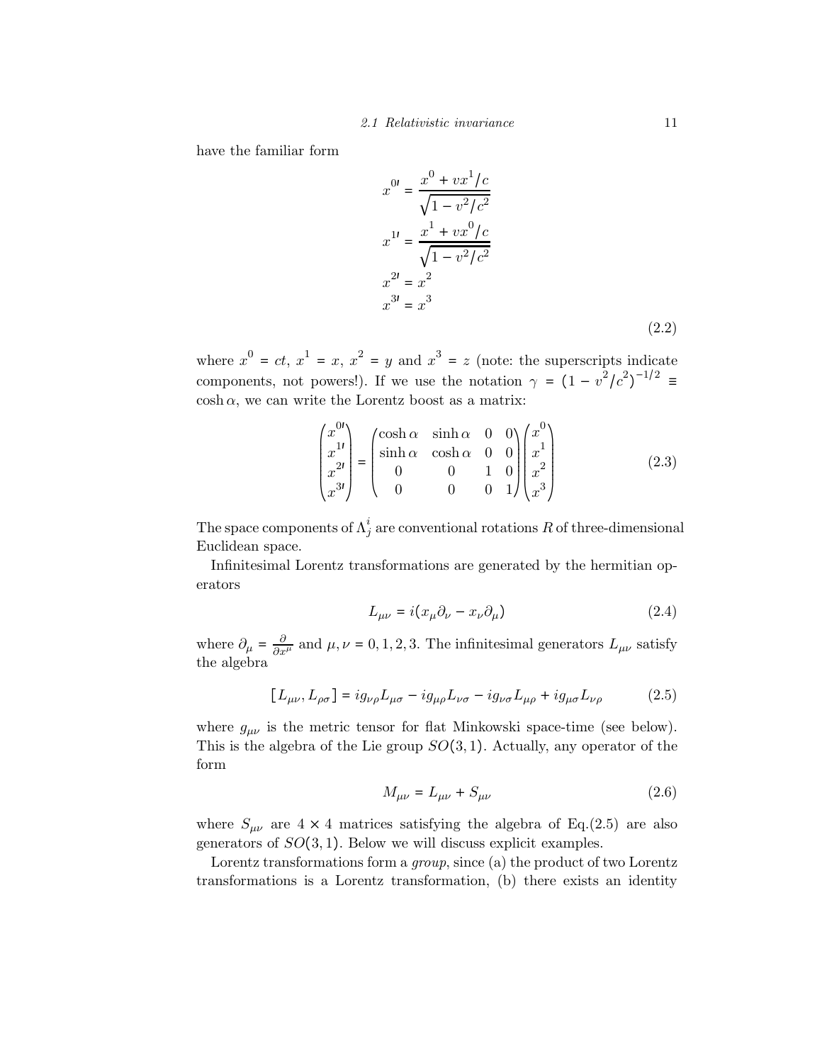have the familiar form

$$
\begin{aligned}
x^{0\prime} &= \frac{x^0 + vx^1/c}{\sqrt{1 - v^2/c^2}} \\
x^{1\prime} &= \frac{x^1 + vx^0/c}{\sqrt{1 - v^2/c^2}} \\
x^{2\prime} &= x^2 \\
x^{3\prime} &= x^3
\end{aligned}
\tag{2.2}
$$

where $x^0 = ct$, $x^1 = x$, $x^2 = y$ and $x^3 = z$ (note: the superscripts indicate components, not powers!). If we use the notation $\gamma = (1 - v^2/c^2)^{-1/2} \equiv \cosh\alpha$, we can write the Lorentz boost as a matrix:

$$
\begin{pmatrix} x^{0\prime} \\ x^{1\prime} \\ x^{2\prime} \\ x^{3\prime} \end{pmatrix} = \begin{pmatrix} \cosh\alpha & \sinh\alpha & 0 & 0 \\ \sinh\alpha & \cosh\alpha & 0 & 0 \\ 0 & 0 & 1 & 0 \\ 0 & 0 & 0 & 1 \end{pmatrix} \begin{pmatrix} x^0 \\ x^1 \\ x^2 \\ x^3 \end{pmatrix}
\tag{2.3}
$$

The space components of $\Lambda^i_j$ are conventional rotations $R$ of three-dimensional Euclidean space.

Infinitesimal Lorentz transformations are generated by the hermitian operators

$$
L_{\mu\nu} = i(x_\mu \partial_\nu - x_\nu \partial_\mu)
\tag{2.4}
$$

where $\partial_\mu = \frac{\partial}{\partial x^\mu}$ and $\mu, \nu = 0, 1, 2, 3$. The infinitesimal generators $L_{\mu\nu}$ satisfy the algebra

$$
[L_{\mu\nu}, L_{\rho\sigma}] = ig_{\nu\rho} L_{\mu\sigma} - ig_{\mu\rho} L_{\nu\sigma} - ig_{\nu\sigma} L_{\mu\rho} + ig_{\mu\sigma} L_{\nu\rho}
\tag{2.5}
$$

where $g_{\mu\nu}$ is the metric tensor for flat Minkowski space-time (see below). This is the algebra of the Lie group $SO(3,1)$. Actually, any operator of the form

$$
M_{\mu\nu} = L_{\mu\nu} + S_{\mu\nu}
\tag{2.6}
$$

where $S_{\mu\nu}$ are $4 \times 4$ matrices satisfying the algebra of Eq.(2.5) are also generators of $SO(3,1)$. Below we will discuss explicit examples.

Lorentz transformations form a *group*, since (a) the product of two Lorentz transformations is a Lorentz transformation, (b) there exists an identity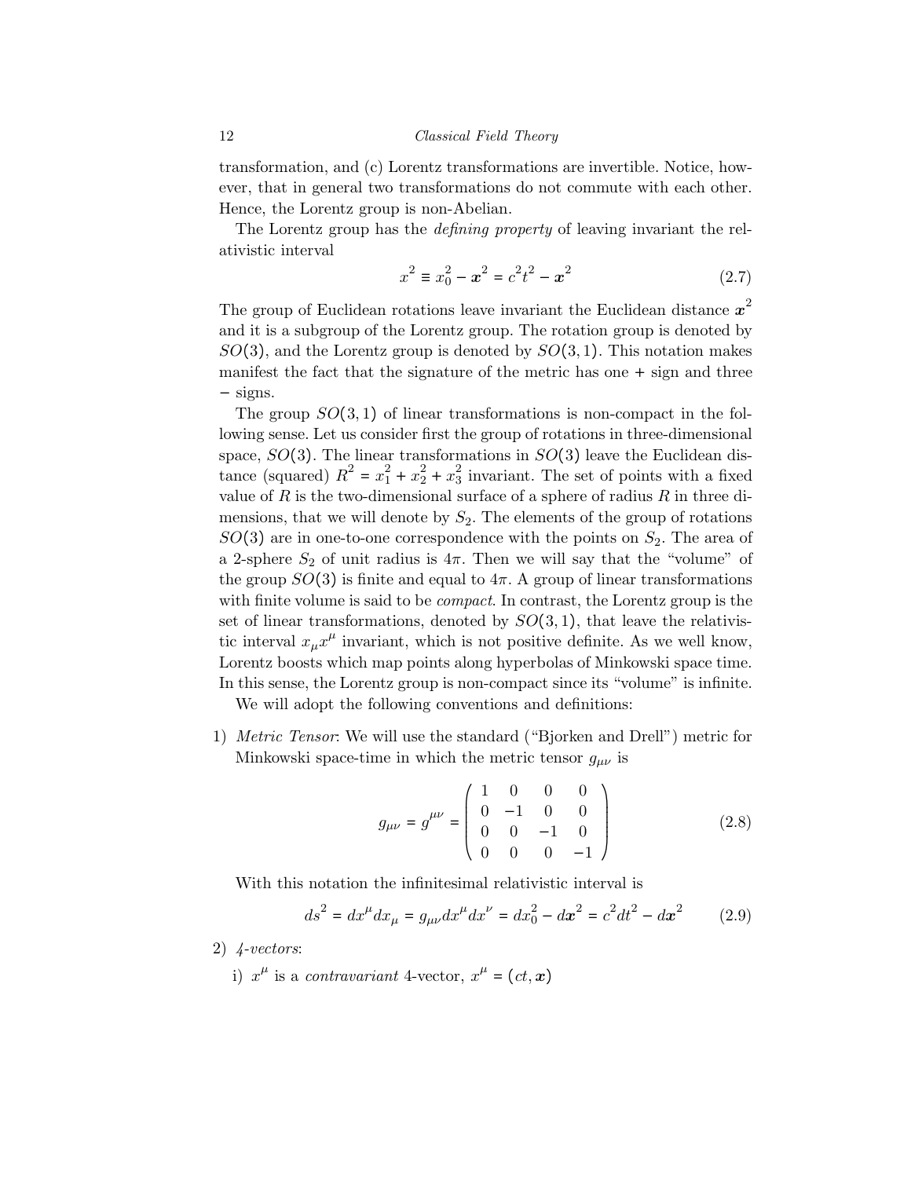transformation, and (c) Lorentz transformations are invertible. Notice, however, that in general two transformations do not commute with each other. Hence, the Lorentz group is non-Abelian.

The Lorentz group has the *defining property* of leaving invariant the relativistic interval

$$x^2 \equiv x_0^2 - \boldsymbol{x}^2 = c^2 t^2 - \boldsymbol{x}^2 \tag{2.7}$$

The group of Euclidean rotations leave invariant the Euclidean distance $\boldsymbol{x}^2$ and it is a subgroup of the Lorentz group. The rotation group is denoted by $SO(3)$, and the Lorentz group is denoted by $SO(3,1)$. This notation makes manifest the fact that the signature of the metric has one $+$ sign and three $-$ signs.

The group $SO(3,1)$ of linear transformations is non-compact in the following sense. Let us consider first the group of rotations in three-dimensional space, $SO(3)$. The linear transformations in $SO(3)$ leave the Euclidean distance (squared) $R^2 = x_1^2 + x_2^2 + x_3^2$ invariant. The set of points with a fixed value of $R$ is the two-dimensional surface of a sphere of radius $R$ in three dimensions, that we will denote by $S_2$. The elements of the group of rotations $SO(3)$ are in one-to-one correspondence with the points on $S_2$. The area of a 2-sphere $S_2$ of unit radius is $4\pi$. Then we will say that the "volume" of the group $SO(3)$ is finite and equal to $4\pi$. A group of linear transformations with finite volume is said to be *compact*. In contrast, the Lorentz group is the set of linear transformations, denoted by $SO(3,1)$, that leave the relativistic interval $x_\mu x^\mu$ invariant, which is not positive definite. As we well know, Lorentz boosts which map points along hyperbolas of Minkowski space time. In this sense, the Lorentz group is non-compact since its "volume" is infinite.

We will adopt the following conventions and definitions:

1) *Metric Tensor*: We will use the standard ("Bjorken and Drell") metric for Minkowski space-time in which the metric tensor $g_{\mu\nu}$ is

$$g_{\mu\nu} = g^{\mu\nu} = \begin{pmatrix} 1 & 0 & 0 & 0 \\ 0 & -1 & 0 & 0 \\ 0 & 0 & -1 & 0 \\ 0 & 0 & 0 & -1 \end{pmatrix} \tag{2.8}$$

With this notation the infinitesimal relativistic interval is

$$ds^2 = dx^\mu dx_\mu = g_{\mu\nu} dx^\mu dx^\nu = dx_0^2 - d\boldsymbol{x}^2 = c^2 dt^2 - d\boldsymbol{x}^2 \tag{2.9}$$

2) *4-vectors*:

i) $x^\mu$ is a *contravariant* 4-vector, $x^\mu = (ct, \boldsymbol{x})$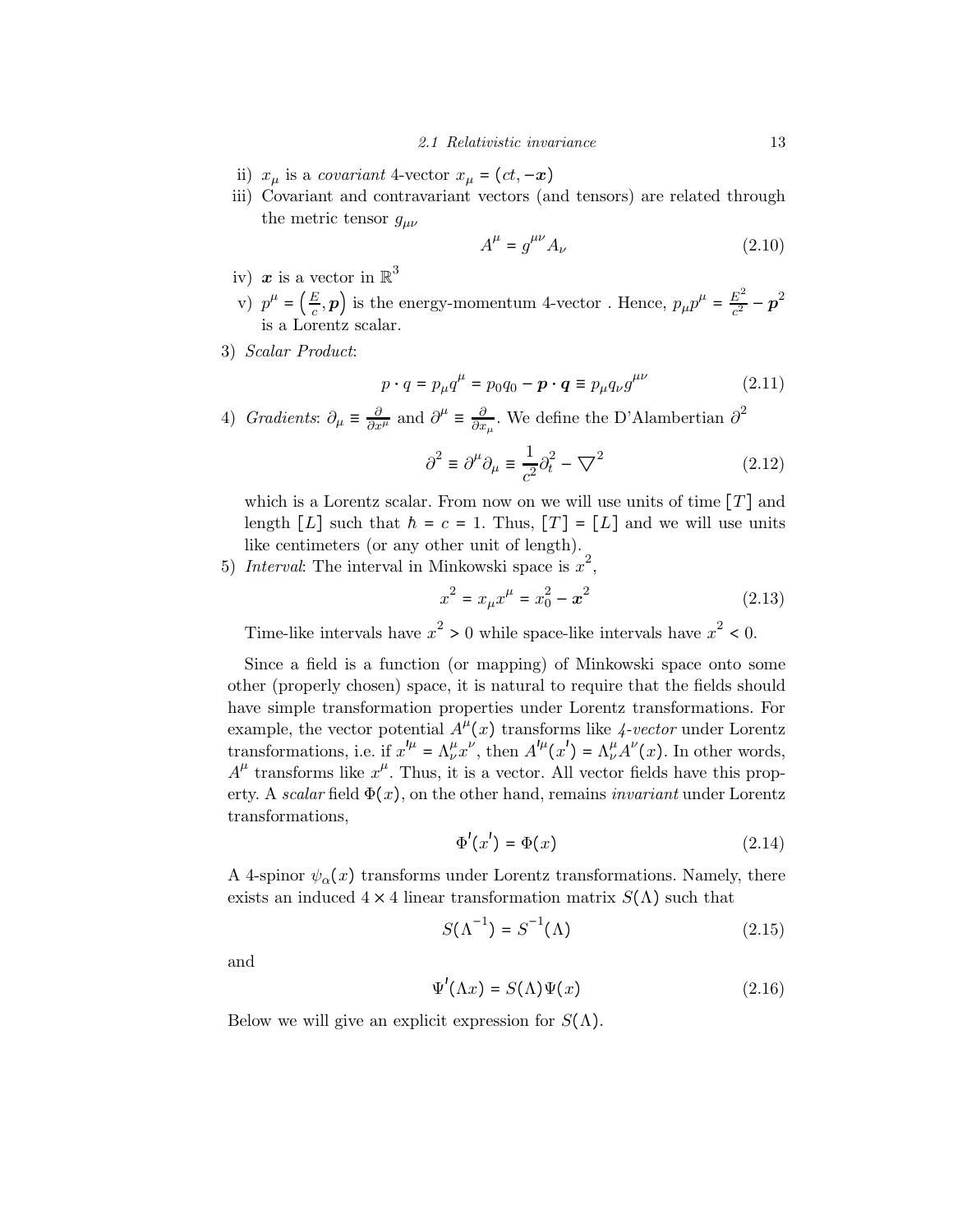ii) $x_\mu$ is a *covariant* 4-vector $x_\mu = (ct, -\boldsymbol{x})$

iii) Covariant and contravariant vectors (and tensors) are related through the metric tensor $g_{\mu\nu}$

$$A^\mu = g^{\mu\nu} A_\nu \tag{2.10}$$

iv) $\boldsymbol{x}$ is a vector in $\mathbb{R}^3$

v) $p^\mu = \left(\frac{E}{c}, \boldsymbol{p}\right)$ is the energy-momentum 4-vector . Hence, $p_\mu p^\mu = \frac{E^2}{c^2} - \boldsymbol{p}^2$ is a Lorentz scalar.

3) *Scalar Product*:

$$p \cdot q = p_\mu q^\mu = p_0 q_0 - \boldsymbol{p} \cdot \boldsymbol{q} \equiv p_\mu q_\nu g^{\mu\nu} \tag{2.11}$$

4) *Gradients*: $\partial_\mu \equiv \frac{\partial}{\partial x^\mu}$ and $\partial^\mu \equiv \frac{\partial}{\partial x_\mu}$. We define the D'Alambertian $\partial^2$

$$\partial^2 \equiv \partial^\mu \partial_\mu \equiv \frac{1}{c^2}\partial_t^2 - \bigtriangledown^2 \tag{2.12}$$

which is a Lorentz scalar. From now on we will use units of time $[T]$ and length $[L]$ such that $\hbar = c = 1$. Thus, $[T] = [L]$ and we will use units like centimeters (or any other unit of length).

5) *Interval*: The interval in Minkowski space is $x^2$,

$$x^2 = x_\mu x^\mu = x_0^2 - \boldsymbol{x}^2 \tag{2.13}$$

Time-like intervals have $x^2 > 0$ while space-like intervals have $x^2 < 0$.

Since a field is a function (or mapping) of Minkowski space onto some other (properly chosen) space, it is natural to require that the fields should have simple transformation properties under Lorentz transformations. For example, the vector potential $A^\mu(x)$ transforms like *4-vector* under Lorentz transformations, i.e. if $x'^\mu = \Lambda^\mu_\nu x^\nu$, then $A'^\mu(x') = \Lambda^\mu_\nu A^\nu(x)$. In other words, $A^\mu$ transforms like $x^\mu$. Thus, it is a vector. All vector fields have this property. A *scalar* field $\Phi(x)$, on the other hand, remains *invariant* under Lorentz transformations,

$$\Phi'(x') = \Phi(x) \tag{2.14}$$

A 4-spinor $\psi_\alpha(x)$ transforms under Lorentz transformations. Namely, there exists an induced $4 \times 4$ linear transformation matrix $S(\Lambda)$ such that

$$S(\Lambda^{-1}) = S^{-1}(\Lambda) \tag{2.15}$$

and

$$\Psi'(\Lambda x) = S(\Lambda)\Psi(x) \tag{2.16}$$

Below we will give an explicit expression for $S(\Lambda)$.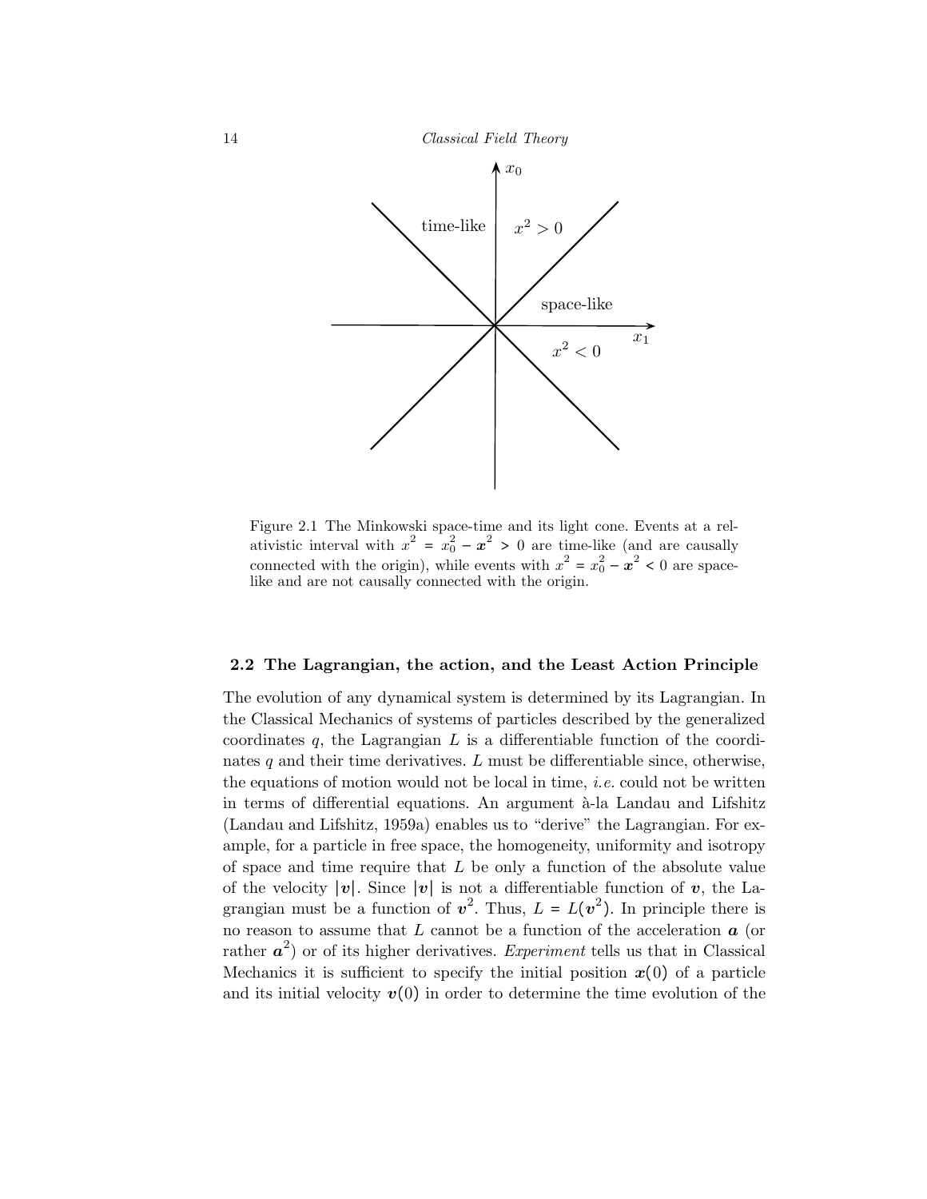Figure 2.1 The Minkowski space-time and its light cone. Events at a relativistic interval with $x^2 = x_0^2 - \boldsymbol{x}^2 > 0$ are time-like (and are causally connected with the origin), while events with $x^2 = x_0^2 - \boldsymbol{x}^2 < 0$ are space-like and are not causally connected with the origin.

## 2.2 The Lagrangian, the action, and the Least Action Principle

The evolution of any dynamical system is determined by its Lagrangian. In the Classical Mechanics of systems of particles described by the generalized coordinates $q$, the Lagrangian $L$ is a differentiable function of the coordinates $q$ and their time derivatives. $L$ must be differentiable since, otherwise, the equations of motion would not be local in time, *i.e.* could not be written in terms of differential equations. An argument à-la Landau and Lifshitz (Landau and Lifshitz, 1959a) enables us to "derive" the Lagrangian. For example, for a particle in free space, the homogeneity, uniformity and isotropy of space and time require that $L$ be only a function of the absolute value of the velocity $|\boldsymbol{v}|$. Since $|\boldsymbol{v}|$ is not a differentiable function of $\boldsymbol{v}$, the Lagrangian must be a function of $\boldsymbol{v}^2$. Thus, $L = L(\boldsymbol{v}^2)$. In principle there is no reason to assume that $L$ cannot be a function of the acceleration $\boldsymbol{a}$ (or rather $\boldsymbol{a}^2$) or of its higher derivatives. *Experiment* tells us that in Classical Mechanics it is sufficient to specify the initial position $\boldsymbol{x}(0)$ of a particle and its initial velocity $\boldsymbol{v}(0)$ in order to determine the time evolution of the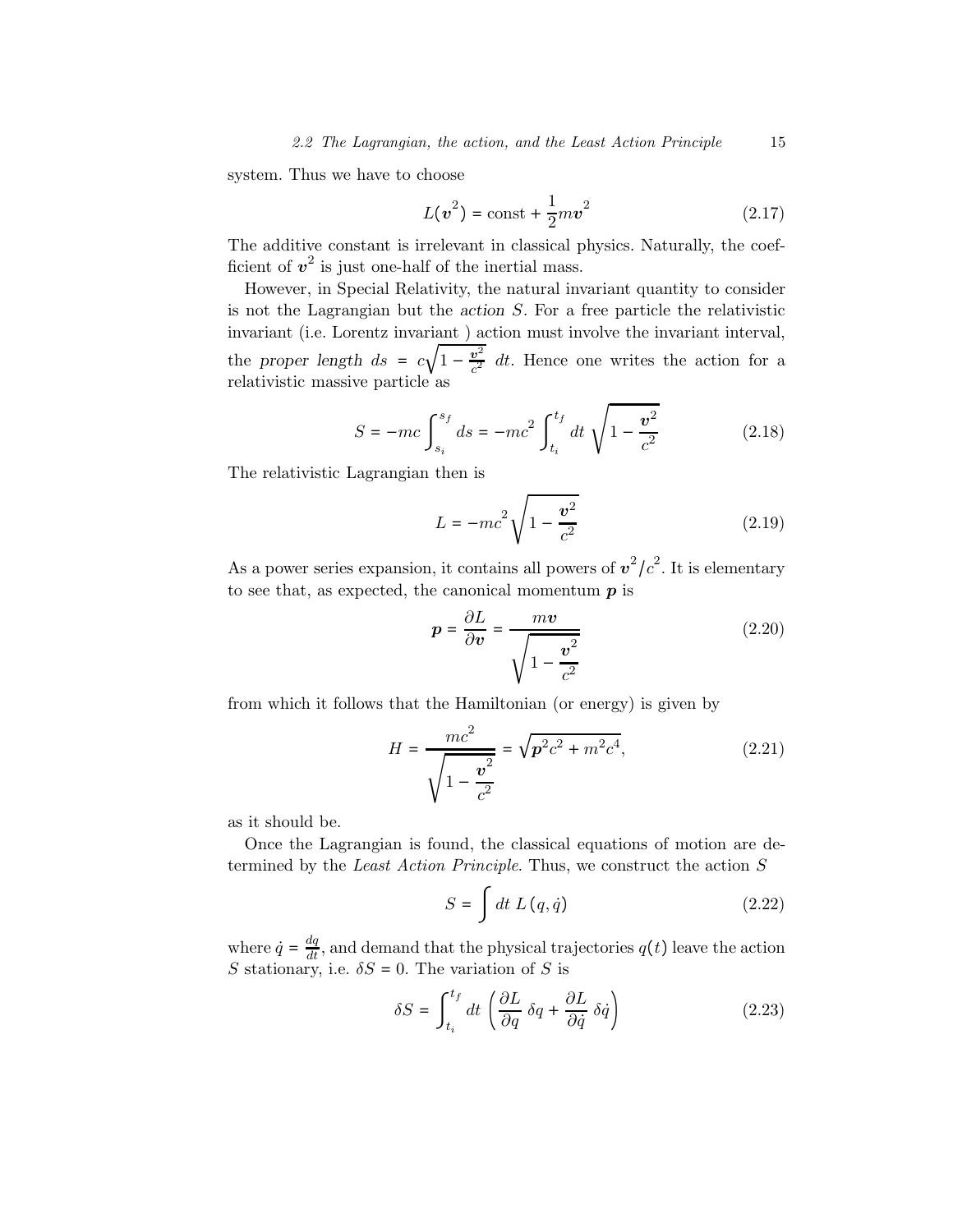system. Thus we have to choose

$$L(\boldsymbol{v}^2) = \text{const} + \frac{1}{2}m\boldsymbol{v}^2 \tag{2.17}$$

The additive constant is irrelevant in classical physics. Naturally, the coefficient of $\boldsymbol{v}^2$ is just one-half of the inertial mass.

However, in Special Relativity, the natural invariant quantity to consider is not the Lagrangian but the *action* $S$. For a free particle the relativistic invariant (i.e. Lorentz invariant ) action must involve the invariant interval, the *proper length* $ds = c\sqrt{1 - \frac{\boldsymbol{v}^2}{c^2}}\ dt$. Hence one writes the action for a relativistic massive particle as

$$S = -mc\int_{s_i}^{s_f} ds = -mc^2 \int_{t_i}^{t_f} dt\ \sqrt{1 - \frac{\boldsymbol{v}^2}{c^2}} \tag{2.18}$$

The relativistic Lagrangian then is

$$L = -mc^2\sqrt{1 - \frac{\boldsymbol{v}^2}{c^2}} \tag{2.19}$$

As a power series expansion, it contains all powers of $\boldsymbol{v}^2/c^2$. It is elementary to see that, as expected, the canonical momentum $\boldsymbol{p}$ is

$$\boldsymbol{p} = \frac{\partial L}{\partial \boldsymbol{v}} = \frac{m\boldsymbol{v}}{\sqrt{1 - \frac{\boldsymbol{v}^2}{c^2}}} \tag{2.20}$$

from which it follows that the Hamiltonian (or energy) is given by

$$H = \frac{mc^2}{\sqrt{1 - \frac{\boldsymbol{v}^2}{c^2}}} = \sqrt{\boldsymbol{p}^2c^2 + m^2c^4}, \tag{2.21}$$

as it should be.

Once the Lagrangian is found, the classical equations of motion are determined by the *Least Action Principle*. Thus, we construct the action $S$

$$S = \int dt\ L\left(q, \dot{q}\right) \tag{2.22}$$

where $\dot{q} = \frac{dq}{dt}$, and demand that the physical trajectories $q(t)$ leave the action $S$ stationary, i.e. $\delta S = 0$. The variation of $S$ is

$$\delta S = \int_{t_i}^{t_f} dt\ \left(\frac{\partial L}{\partial q}\ \delta q + \frac{\partial L}{\partial \dot{q}}\ \delta \dot{q}\right) \tag{2.23}$$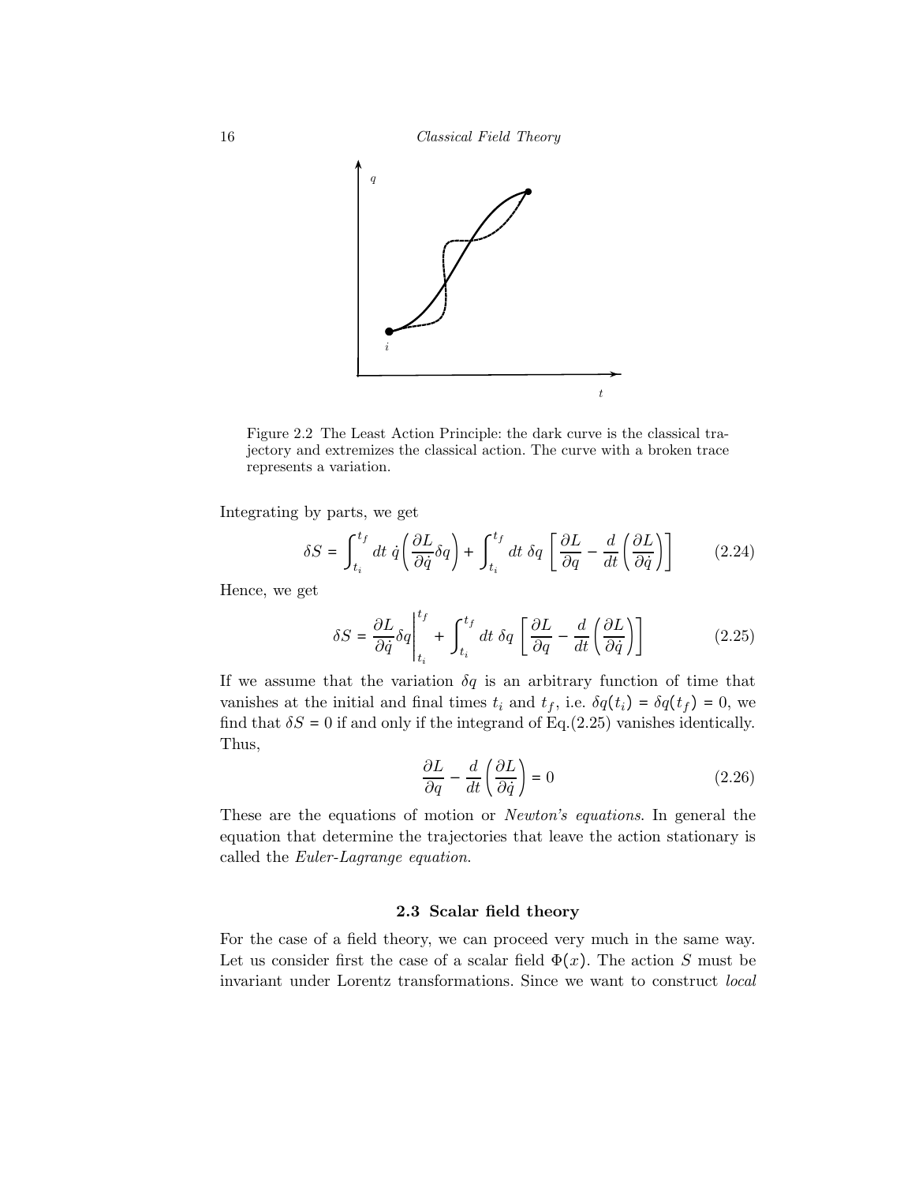Figure 2.2 The Least Action Principle: the dark curve is the classical trajectory and extremizes the classical action. The curve with a broken trace represents a variation.

Integrating by parts, we get

$$\delta S = \int_{t_i}^{t_f} dt \; \dot{q} \left( \frac{\partial L}{\partial \dot{q}} \delta q \right) + \int_{t_i}^{t_f} dt \; \delta q \left[ \frac{\partial L}{\partial q} - \frac{d}{dt} \left( \frac{\partial L}{\partial \dot{q}} \right) \right] \tag{2.24}$$

Hence, we get

$$\delta S = \left. \frac{\partial L}{\partial \dot{q}} \delta q \right|_{t_i}^{t_f} + \int_{t_i}^{t_f} dt \; \delta q \left[ \frac{\partial L}{\partial q} - \frac{d}{dt} \left( \frac{\partial L}{\partial \dot{q}} \right) \right] \tag{2.25}$$

If we assume that the variation $\delta q$ is an arbitrary function of time that vanishes at the initial and final times $t_i$ and $t_f$, i.e. $\delta q(t_i) = \delta q(t_f) = 0$, we find that $\delta S = 0$ if and only if the integrand of Eq.(2.25) vanishes identically. Thus,

$$\frac{\partial L}{\partial q} - \frac{d}{dt} \left( \frac{\partial L}{\partial \dot{q}} \right) = 0 \tag{2.26}$$

These are the equations of motion or *Newton's equations*. In general the equation that determine the trajectories that leave the action stationary is called the *Euler-Lagrange equation*.

### 2.3 Scalar field theory

For the case of a field theory, we can proceed very much in the same way. Let us consider first the case of a scalar field $\Phi(x)$. The action $S$ must be invariant under Lorentz transformations. Since we want to construct *local*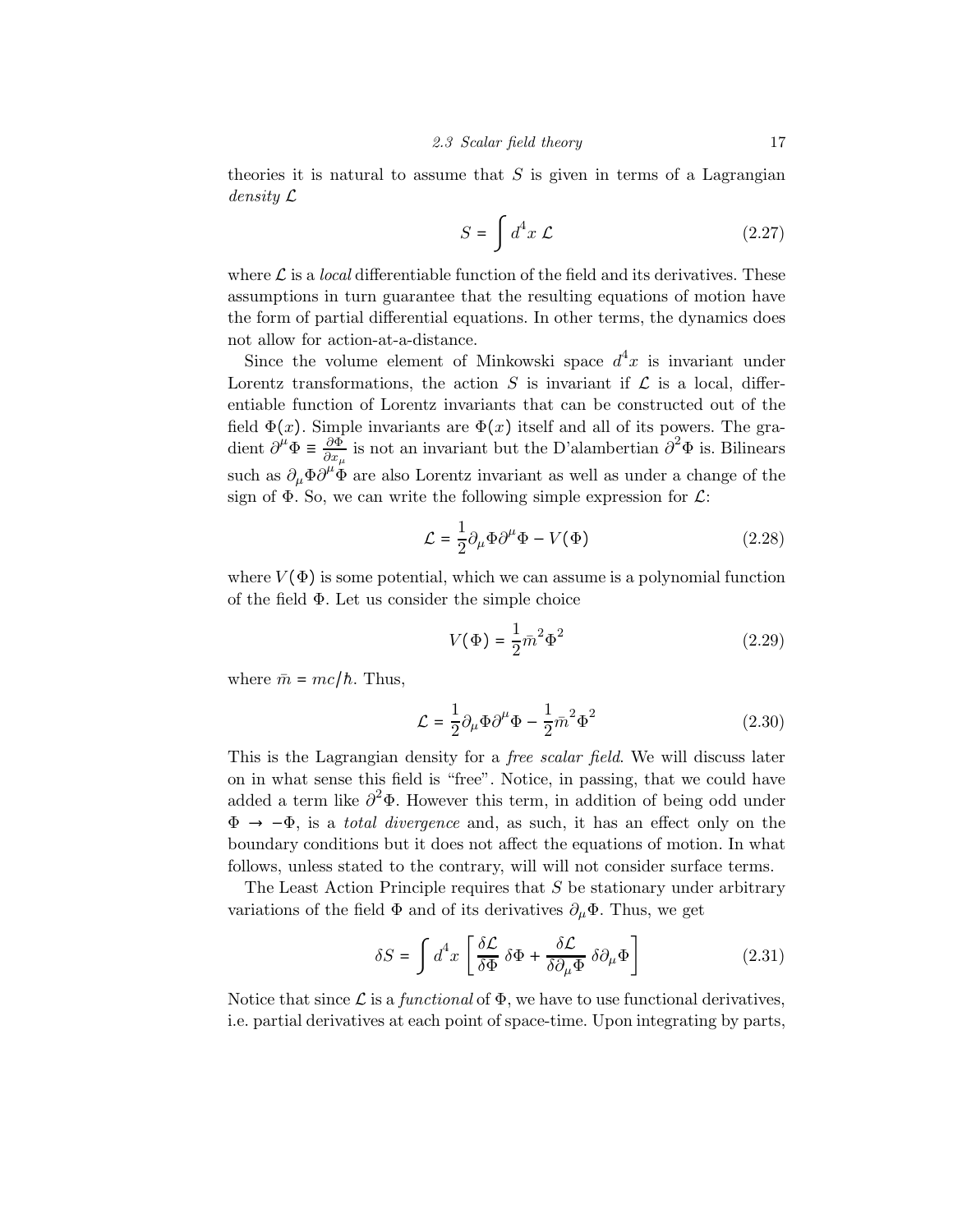theories it is natural to assume that $S$ is given in terms of a Lagrangian *density* $\mathcal{L}$

$$S = \int d^4x \, \mathcal{L} \tag{2.27}$$

where $\mathcal{L}$ is a *local* differentiable function of the field and its derivatives. These assumptions in turn guarantee that the resulting equations of motion have the form of partial differential equations. In other terms, the dynamics does not allow for action-at-a-distance.

Since the volume element of Minkowski space $d^4x$ is invariant under Lorentz transformations, the action $S$ is invariant if $\mathcal{L}$ is a local, differentiable function of Lorentz invariants that can be constructed out of the field $\Phi(x)$. Simple invariants are $\Phi(x)$ itself and all of its powers. The gradient $\partial^\mu \Phi \equiv \frac{\partial \Phi}{\partial x_\mu}$ is not an invariant but the D'alambertian $\partial^2 \Phi$ is. Bilinears such as $\partial_\mu \Phi \partial^\mu \Phi$ are also Lorentz invariant as well as under a change of the sign of $\Phi$. So, we can write the following simple expression for $\mathcal{L}$:

$$\mathcal{L} = \frac{1}{2} \partial_\mu \Phi \partial^\mu \Phi - V(\Phi) \tag{2.28}$$

where $V(\Phi)$ is some potential, which we can assume is a polynomial function of the field $\Phi$. Let us consider the simple choice

$$V(\Phi) = \frac{1}{2} \bar{m}^2 \Phi^2 \tag{2.29}$$

where $\bar{m} = mc/\hbar$. Thus,

$$\mathcal{L} = \frac{1}{2} \partial_\mu \Phi \partial^\mu \Phi - \frac{1}{2} \bar{m}^2 \Phi^2 \tag{2.30}$$

This is the Lagrangian density for a *free scalar field*. We will discuss later on in what sense this field is "free". Notice, in passing, that we could have added a term like $\partial^2 \Phi$. However this term, in addition of being odd under $\Phi \to -\Phi$, is a *total divergence* and, as such, it has an effect only on the boundary conditions but it does not affect the equations of motion. In what follows, unless stated to the contrary, will will not consider surface terms.

The Least Action Principle requires that $S$ be stationary under arbitrary variations of the field $\Phi$ and of its derivatives $\partial_\mu \Phi$. Thus, we get

$$\delta S = \int d^4x \left[ \frac{\delta \mathcal{L}}{\delta \Phi} \, \delta \Phi + \frac{\delta \mathcal{L}}{\delta \partial_\mu \Phi} \, \delta \partial_\mu \Phi \right] \tag{2.31}$$

Notice that since $\mathcal{L}$ is a *functional* of $\Phi$, we have to use functional derivatives, i.e. partial derivatives at each point of space-time. Upon integrating by parts,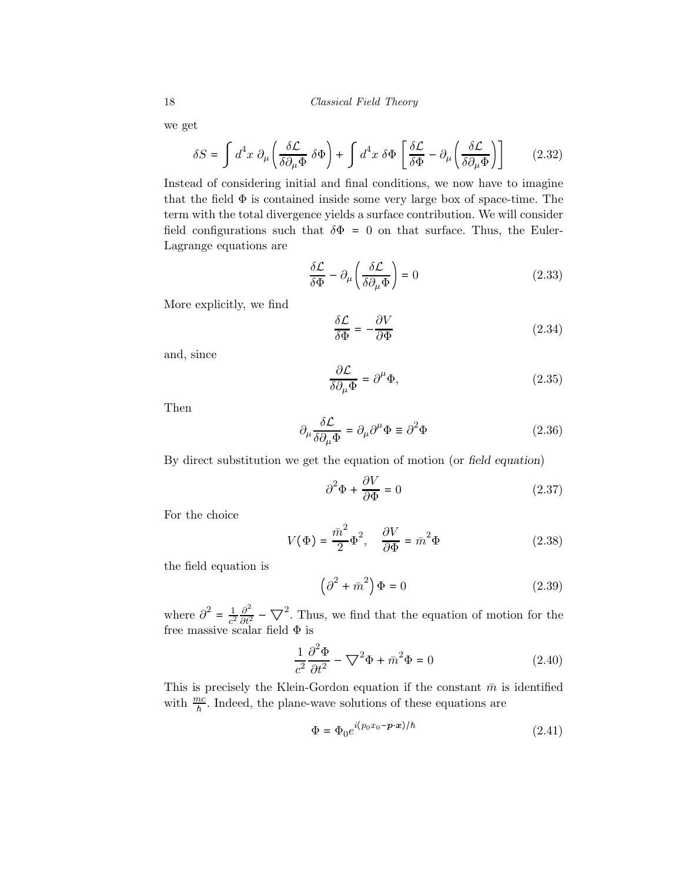we get

$$\delta S = \int d^4x \; \partial_\mu \left( \frac{\delta \mathcal{L}}{\delta \partial_\mu \Phi} \; \delta \Phi \right) + \int d^4x \; \delta \Phi \left[ \frac{\delta \mathcal{L}}{\delta \Phi} - \partial_\mu \left( \frac{\delta \mathcal{L}}{\delta \partial_\mu \Phi} \right) \right] \tag{2.32}$$

Instead of considering initial and final conditions, we now have to imagine that the field $\Phi$ is contained inside some very large box of space-time. The term with the total divergence yields a surface contribution. We will consider field configurations such that $\delta\Phi = 0$ on that surface. Thus, the Euler-Lagrange equations are

$$\frac{\delta \mathcal{L}}{\delta \Phi} - \partial_\mu \left( \frac{\delta \mathcal{L}}{\delta \partial_\mu \Phi} \right) = 0 \tag{2.33}$$

More explicitly, we find

$$\frac{\delta \mathcal{L}}{\delta \Phi} = -\frac{\partial V}{\partial \Phi} \tag{2.34}$$

and, since

$$\frac{\partial \mathcal{L}}{\delta \partial_\mu \Phi} = \partial^\mu \Phi, \tag{2.35}$$

Then

$$\partial_\mu \frac{\delta \mathcal{L}}{\delta \partial_\mu \Phi} = \partial_\mu \partial^\mu \Phi \equiv \partial^2 \Phi \tag{2.36}$$

By direct substitution we get the equation of motion (or *field equation*)

$$\partial^2 \Phi + \frac{\partial V}{\partial \Phi} = 0 \tag{2.37}$$

For the choice

$$V(\Phi) = \frac{\bar{m}^2}{2} \Phi^2, \quad \frac{\partial V}{\partial \Phi} = \bar{m}^2 \Phi \tag{2.38}$$

the field equation is

$$\left( \partial^2 + \bar{m}^2 \right) \Phi = 0 \tag{2.39}$$

where $\partial^2 = \frac{1}{c^2}\frac{\partial^2}{\partial t^2} - \bigtriangledown^2$. Thus, we find that the equation of motion for the free massive scalar field $\Phi$ is

$$\frac{1}{c^2} \frac{\partial^2 \Phi}{\partial t^2} - \bigtriangledown^2 \Phi + \bar{m}^2 \Phi = 0 \tag{2.40}$$

This is precisely the Klein-Gordon equation if the constant $\bar{m}$ is identified with $\frac{mc}{\hbar}$. Indeed, the plane-wave solutions of these equations are

$$\Phi = \Phi_0 e^{i(p_0 x_0 - \boldsymbol{p} \cdot \boldsymbol{x})/\hbar} \tag{2.41}$$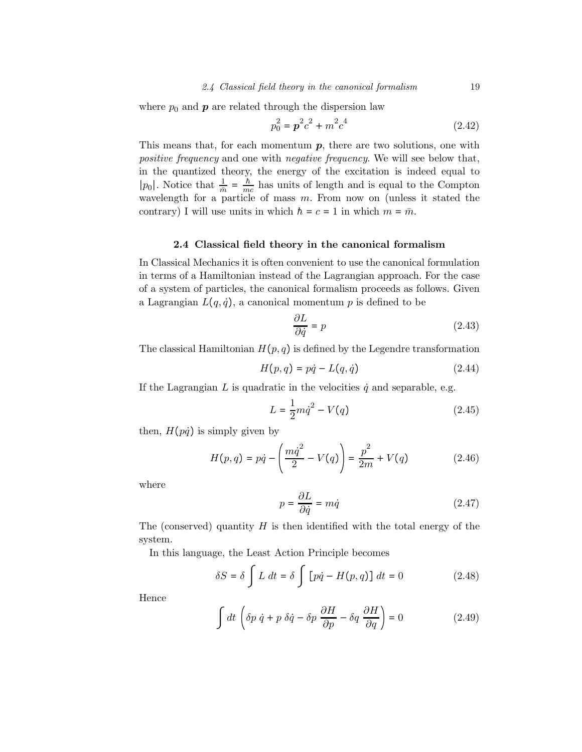where $p_0$ and $\boldsymbol{p}$ are related through the dispersion law

$$p_0^2 = \boldsymbol{p}^2 c^2 + m^2 c^4 \tag{2.42}$$

This means that, for each momentum $\boldsymbol{p}$, there are two solutions, one with *positive frequency* and one with *negative frequency.* We will see below that, in the quantized theory, the energy of the excitation is indeed equal to $|p_0|$. Notice that $\frac{1}{\bar{m}} = \frac{\hbar}{mc}$ has units of length and is equal to the Compton wavelength for a particle of mass $m$. From now on (unless it stated the contrary) I will use units in which $\hbar = c = 1$ in which $m = \bar{m}$.

### 2.4 Classical field theory in the canonical formalism

In Classical Mechanics it is often convenient to use the canonical formulation in terms of a Hamiltonian instead of the Lagrangian approach. For the case of a system of particles, the canonical formalism proceeds as follows. Given a Lagrangian $L(q, \dot{q})$, a canonical momentum $p$ is defined to be

$$\frac{\partial L}{\partial \dot{q}} = p \tag{2.43}$$

The classical Hamiltonian $H(p, q)$ is defined by the Legendre transformation

$$H(p, q) = p\dot{q} - L(q, \dot{q}) \tag{2.44}$$

If the Lagrangian $L$ is quadratic in the velocities $\dot{q}$ and separable, e.g.

$$L = \frac{1}{2} m\dot{q}^2 - V(q) \tag{2.45}$$

then, $H(p\dot{q})$ is simply given by

$$H(p, q) = p\dot{q} - \left( \frac{m\dot{q}^2}{2} - V(q) \right) = \frac{p^2}{2m} + V(q) \tag{2.46}$$

where

$$p = \frac{\partial L}{\partial \dot{q}} = m\dot{q} \tag{2.47}$$

The (conserved) quantity $H$ is then identified with the total energy of the system.

In this language, the Least Action Principle becomes

$$\delta S = \delta \int L \; dt = \delta \int \left[ p\dot{q} - H(p, q) \right] dt = 0 \tag{2.48}$$

Hence

$$\int dt \; \left( \delta p \; \dot{q} + p \; \delta \dot{q} - \delta p \; \frac{\partial H}{\partial p} - \delta q \; \frac{\partial H}{\partial q} \right) = 0 \tag{2.49}$$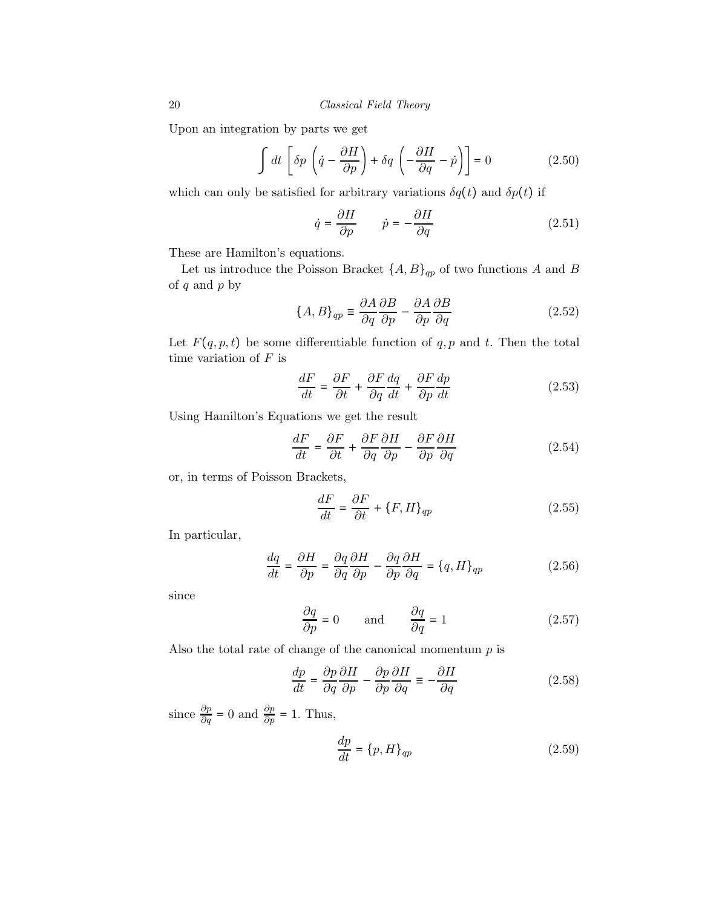Upon an integration by parts we get

$$\int dt \left[ \delta p \left( \dot{q} - \frac{\partial H}{\partial p} \right) + \delta q \left( -\frac{\partial H}{\partial q} - \dot{p} \right) \right] = 0 \tag{2.50}$$

which can only be satisfied for arbitrary variations $\delta q(t)$ and $\delta p(t)$ if

$$\dot{q} = \frac{\partial H}{\partial p} \qquad \dot{p} = -\frac{\partial H}{\partial q} \tag{2.51}$$

These are Hamilton's equations.

Let us introduce the Poisson Bracket $\{A, B\}_{qp}$ of two functions $A$ and $B$ of $q$ and $p$ by

$$\{A, B\}_{qp} \equiv \frac{\partial A}{\partial q}\frac{\partial B}{\partial p} - \frac{\partial A}{\partial p}\frac{\partial B}{\partial q} \tag{2.52}$$

Let $F(q, p, t)$ be some differentiable function of $q, p$ and $t$. Then the total time variation of $F$ is

$$\frac{dF}{dt} = \frac{\partial F}{\partial t} + \frac{\partial F}{\partial q}\frac{dq}{dt} + \frac{\partial F}{\partial p}\frac{dp}{dt} \tag{2.53}$$

Using Hamilton's Equations we get the result

$$\frac{dF}{dt} = \frac{\partial F}{\partial t} + \frac{\partial F}{\partial q}\frac{\partial H}{\partial p} - \frac{\partial F}{\partial p}\frac{\partial H}{\partial q} \tag{2.54}$$

or, in terms of Poisson Brackets,

$$\frac{dF}{dt} = \frac{\partial F}{\partial t} + \{F, H\}_{qp} \tag{2.55}$$

In particular,

$$\frac{dq}{dt} = \frac{\partial H}{\partial p} = \frac{\partial q}{\partial q}\frac{\partial H}{\partial p} - \frac{\partial q}{\partial p}\frac{\partial H}{\partial q} = \{q, H\}_{qp} \tag{2.56}$$

since

$$\frac{\partial q}{\partial p} = 0 \qquad \text{and} \qquad \frac{\partial q}{\partial q} = 1 \tag{2.57}$$

Also the total rate of change of the canonical momentum $p$ is

$$\frac{dp}{dt} = \frac{\partial p}{\partial q}\frac{\partial H}{\partial p} - \frac{\partial p}{\partial p}\frac{\partial H}{\partial q} \equiv -\frac{\partial H}{\partial q} \tag{2.58}$$

since $\frac{\partial p}{\partial q} = 0$ and $\frac{\partial p}{\partial p} = 1$. Thus,

$$\frac{dp}{dt} = \{p, H\}_{qp} \tag{2.59}$$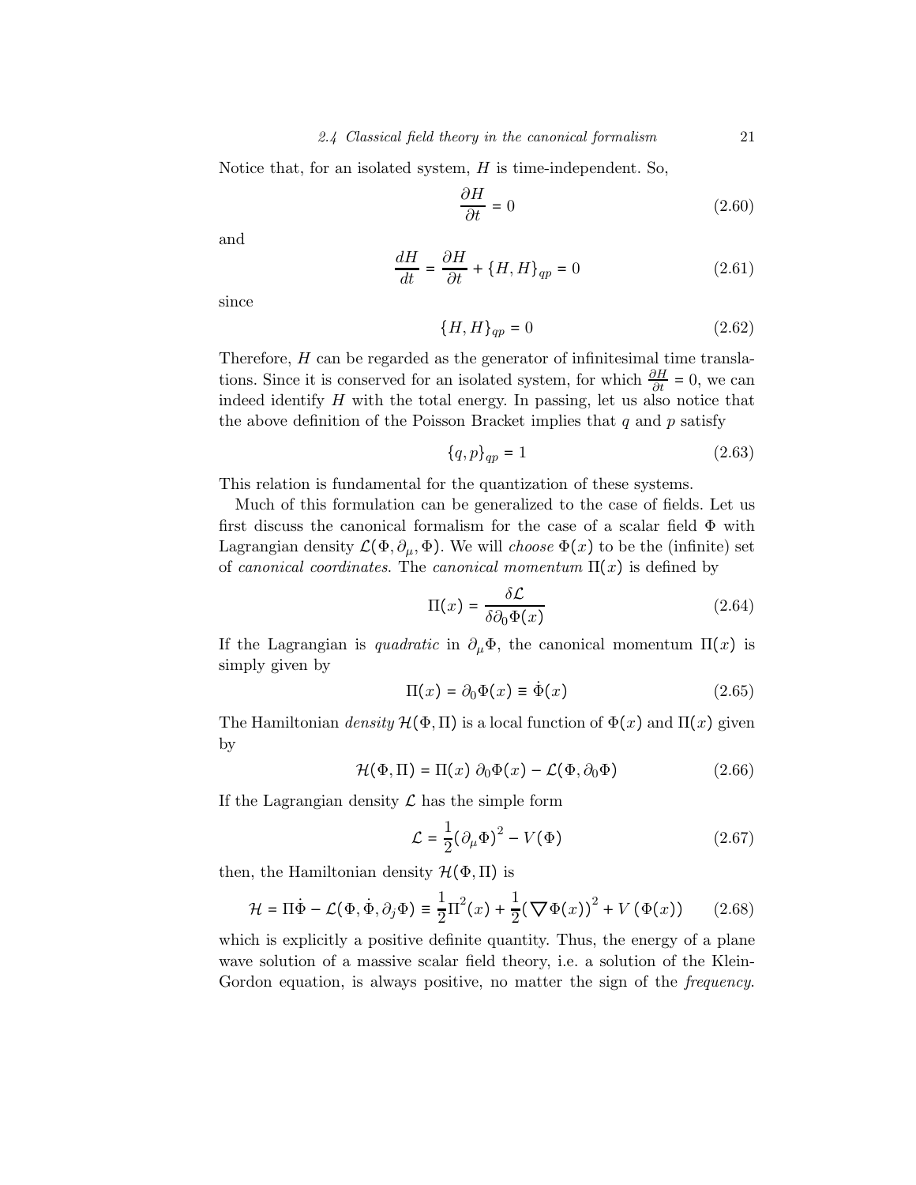Notice that, for an isolated system, $H$ is time-independent. So,

$$\frac{\partial H}{\partial t} = 0 \tag{2.60}$$

and

$$\frac{dH}{dt} = \frac{\partial H}{\partial t} + \{H, H\}_{qp} = 0 \tag{2.61}$$

since

$$\{H, H\}_{qp} = 0 \tag{2.62}$$

Therefore, $H$ can be regarded as the generator of infinitesimal time translations. Since it is conserved for an isolated system, for which $\frac{\partial H}{\partial t} = 0$, we can indeed identify $H$ with the total energy. In passing, let us also notice that the above definition of the Poisson Bracket implies that $q$ and $p$ satisfy

$$\{q, p\}_{qp} = 1 \tag{2.63}$$

This relation is fundamental for the quantization of these systems.

Much of this formulation can be generalized to the case of fields. Let us first discuss the canonical formalism for the case of a scalar field $\Phi$ with Lagrangian density $\mathcal{L}(\Phi, \partial_\mu, \Phi)$. We will *choose* $\Phi(x)$ to be the (infinite) set of *canonical coordinates*. The *canonical momentum* $\Pi(x)$ is defined by

$$\Pi(x) = \frac{\delta \mathcal{L}}{\delta \partial_0 \Phi(x)} \tag{2.64}$$

If the Lagrangian is *quadratic* in $\partial_\mu \Phi$, the canonical momentum $\Pi(x)$ is simply given by

$$\Pi(x) = \partial_0 \Phi(x) \equiv \dot{\Phi}(x) \tag{2.65}$$

The Hamiltonian *density* $\mathcal{H}(\Phi, \Pi)$ is a local function of $\Phi(x)$ and $\Pi(x)$ given by

$$\mathcal{H}(\Phi, \Pi) = \Pi(x)\ \partial_0 \Phi(x) - \mathcal{L}(\Phi, \partial_0 \Phi) \tag{2.66}$$

If the Lagrangian density $\mathcal{L}$ has the simple form

$$\mathcal{L} = \frac{1}{2}(\partial_\mu \Phi)^2 - V(\Phi) \tag{2.67}$$

then, the Hamiltonian density $\mathcal{H}(\Phi, \Pi)$ is

$$\mathcal{H} = \Pi \dot{\Phi} - \mathcal{L}(\Phi, \dot{\Phi}, \partial_j \Phi) \equiv \frac{1}{2}\Pi^2(x) + \frac{1}{2}(\nabla \Phi(x))^2 + V(\Phi(x)) \tag{2.68}$$

which is explicitly a positive definite quantity. Thus, the energy of a plane wave solution of a massive scalar field theory, i.e. a solution of the Klein-Gordon equation, is always positive, no matter the sign of the *frequency*.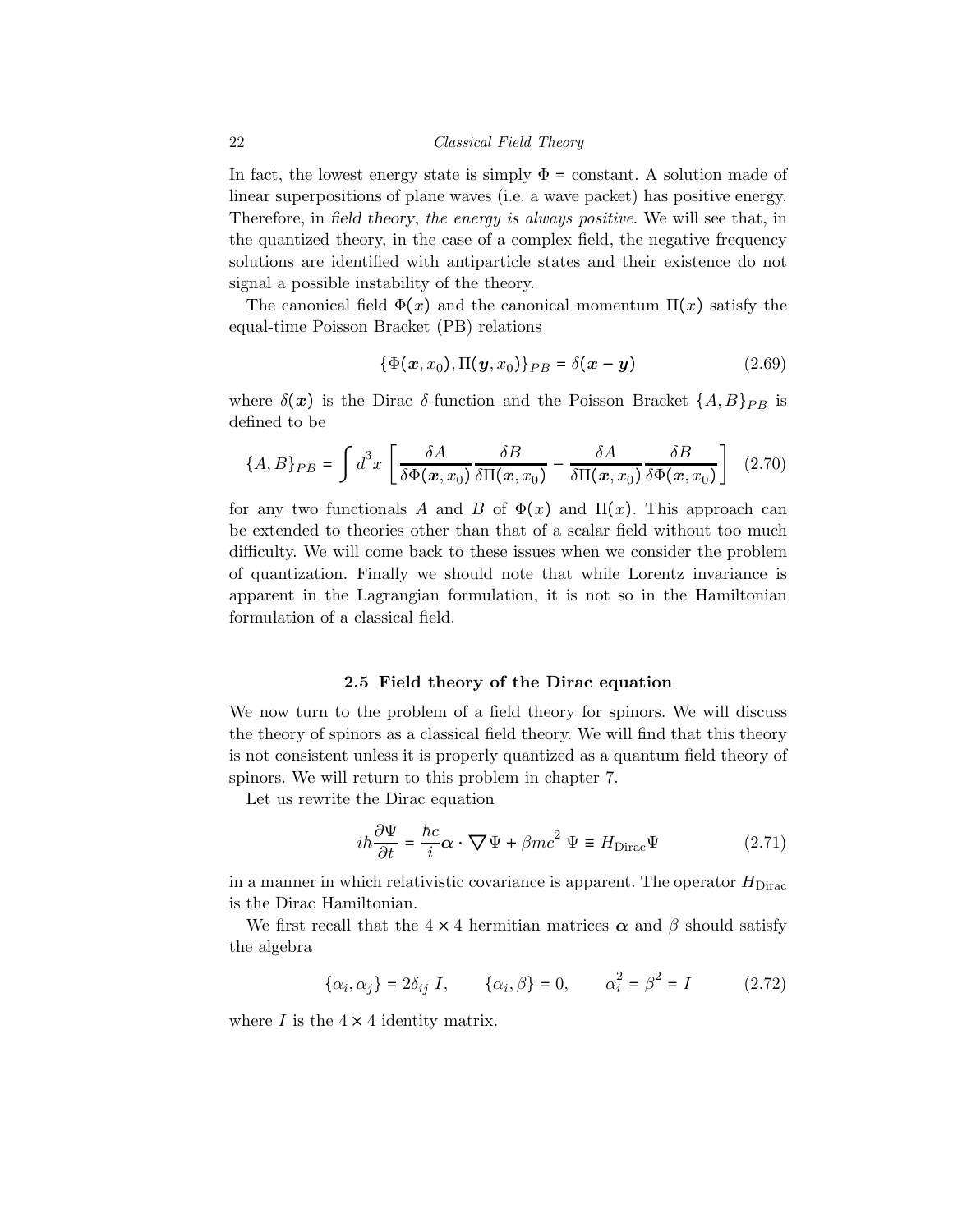In fact, the lowest energy state is simply $\Phi$ = constant. A solution made of linear superpositions of plane waves (i.e. a wave packet) has positive energy. Therefore, in *field theory*, *the energy is always positive*. We will see that, in the quantized theory, in the case of a complex field, the negative frequency solutions are identified with antiparticle states and their existence do not signal a possible instability of the theory.

The canonical field $\Phi(x)$ and the canonical momentum $\Pi(x)$ satisfy the equal-time Poisson Bracket (PB) relations

$$\{\Phi(\boldsymbol{x}, x_0), \Pi(\boldsymbol{y}, x_0)\}_{PB} = \delta(\boldsymbol{x} - \boldsymbol{y}) \tag{2.69}$$

where $\delta(\boldsymbol{x})$ is the Dirac $\delta$-function and the Poisson Bracket $\{A, B\}_{PB}$ is defined to be

$$\{A, B\}_{PB} = \int d^3x \left[ \frac{\delta A}{\delta \Phi(\boldsymbol{x}, x_0)} \frac{\delta B}{\delta \Pi(\boldsymbol{x}, x_0)} - \frac{\delta A}{\delta \Pi(\boldsymbol{x}, x_0)} \frac{\delta B}{\delta \Phi(\boldsymbol{x}, x_0)} \right] \tag{2.70}$$

for any two functionals $A$ and $B$ of $\Phi(x)$ and $\Pi(x)$. This approach can be extended to theories other than that of a scalar field without too much difficulty. We will come back to these issues when we consider the problem of quantization. Finally we should note that while Lorentz invariance is apparent in the Lagrangian formulation, it is not so in the Hamiltonian formulation of a classical field.

## 2.5 Field theory of the Dirac equation

We now turn to the problem of a field theory for spinors. We will discuss the theory of spinors as a classical field theory. We will find that this theory is not consistent unless it is properly quantized as a quantum field theory of spinors. We will return to this problem in chapter 7.

Let us rewrite the Dirac equation

$$i\hbar \frac{\partial \Psi}{\partial t} = \frac{\hbar c}{i} \boldsymbol{\alpha} \cdot \boldsymbol{\nabla} \Psi + \beta m c^2 \; \Psi \equiv H_{\text{Dirac}} \Psi \tag{2.71}$$

in a manner in which relativistic covariance is apparent. The operator $H_{\text{Dirac}}$ is the Dirac Hamiltonian.

We first recall that the $4 \times 4$ hermitian matrices $\boldsymbol{\alpha}$ and $\beta$ should satisfy the algebra

$$\{\alpha_i, \alpha_j\} = 2\delta_{ij} \; I, \qquad \{\alpha_i, \beta\} = 0, \qquad \alpha_i^2 = \beta^2 = I \tag{2.72}$$

where $I$ is the $4 \times 4$ identity matrix.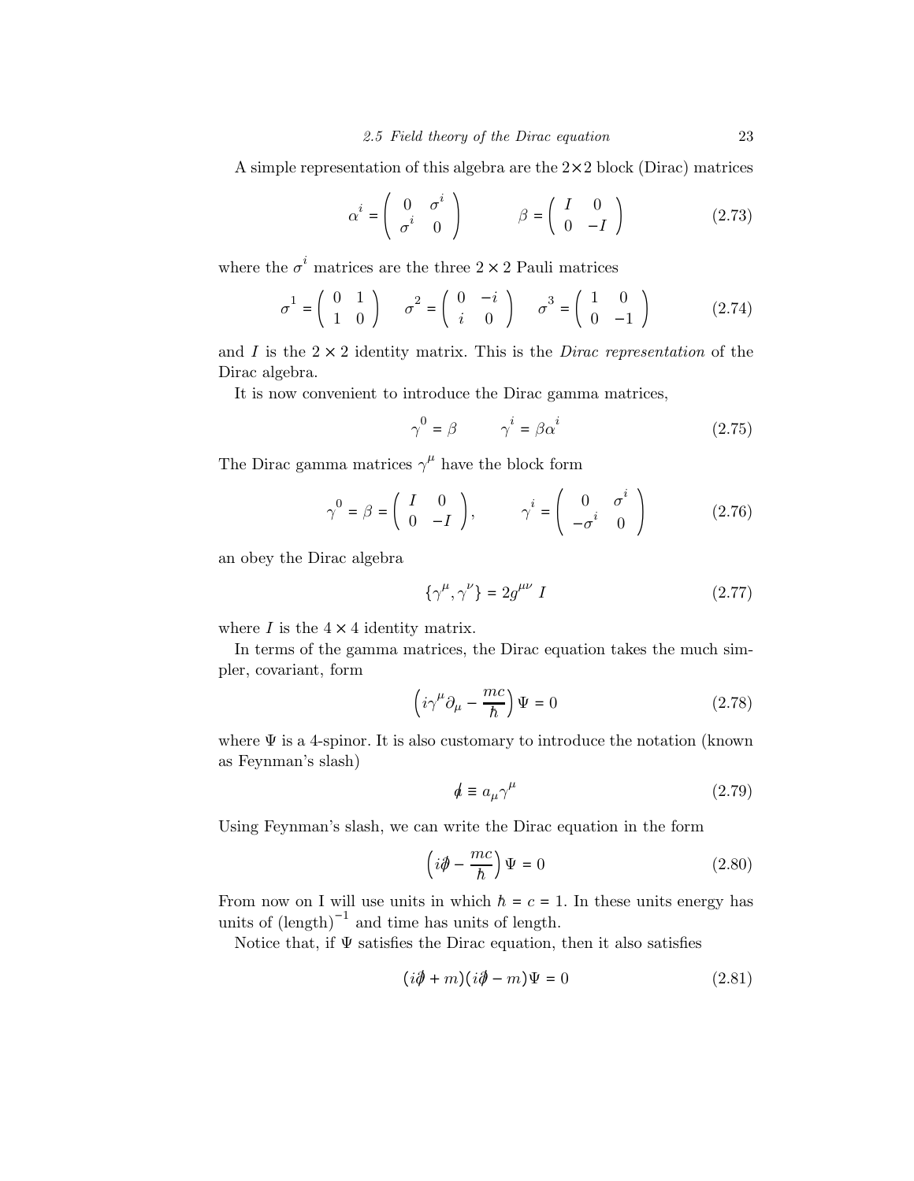A simple representation of this algebra are the 2×2 block (Dirac) matrices

$$\alpha^i = \begin{pmatrix} 0 & \sigma^i \\ \sigma^i & 0 \end{pmatrix} \qquad \beta = \begin{pmatrix} I & 0 \\ 0 & -I \end{pmatrix} \tag{2.73}$$

where the $\sigma^i$ matrices are the three $2 \times 2$ Pauli matrices

$$\sigma^1 = \begin{pmatrix} 0 & 1 \\ 1 & 0 \end{pmatrix} \quad \sigma^2 = \begin{pmatrix} 0 & -i \\ i & 0 \end{pmatrix} \quad \sigma^3 = \begin{pmatrix} 1 & 0 \\ 0 & -1 \end{pmatrix} \tag{2.74}$$

and $I$ is the $2 \times 2$ identity matrix. This is the *Dirac representation* of the Dirac algebra.

It is now convenient to introduce the Dirac gamma matrices,

$$\gamma^0 = \beta \qquad \gamma^i = \beta \alpha^i \tag{2.75}$$

The Dirac gamma matrices $\gamma^\mu$ have the block form

$$\gamma^0 = \beta = \begin{pmatrix} I & 0 \\ 0 & -I \end{pmatrix}, \qquad \gamma^i = \begin{pmatrix} 0 & \sigma^i \\ -\sigma^i & 0 \end{pmatrix} \tag{2.76}$$

an obey the Dirac algebra

$$\{\gamma^\mu, \gamma^\nu\} = 2g^{\mu\nu} \, I \tag{2.77}$$

where $I$ is the $4 \times 4$ identity matrix.

In terms of the gamma matrices, the Dirac equation takes the much simpler, covariant, form

$$\left( i\gamma^\mu \partial_\mu - \frac{mc}{\hbar} \right) \Psi = 0 \tag{2.78}$$

where $\Psi$ is a 4-spinor. It is also customary to introduce the notation (known as Feynman's slash)

$$\not{a} \equiv a_\mu \gamma^\mu \tag{2.79}$$

Using Feynman's slash, we can write the Dirac equation in the form

$$\left( i\not{\partial} - \frac{mc}{\hbar} \right) \Psi = 0 \tag{2.80}$$

From now on I will use units in which $\hbar = c = 1$. In these units energy has units of $(\text{length})^{-1}$ and time has units of length.

Notice that, if $\Psi$ satisfies the Dirac equation, then it also satisfies

$$(i\not{\partial} + m)(i\not{\partial} - m)\Psi = 0 \tag{2.81}$$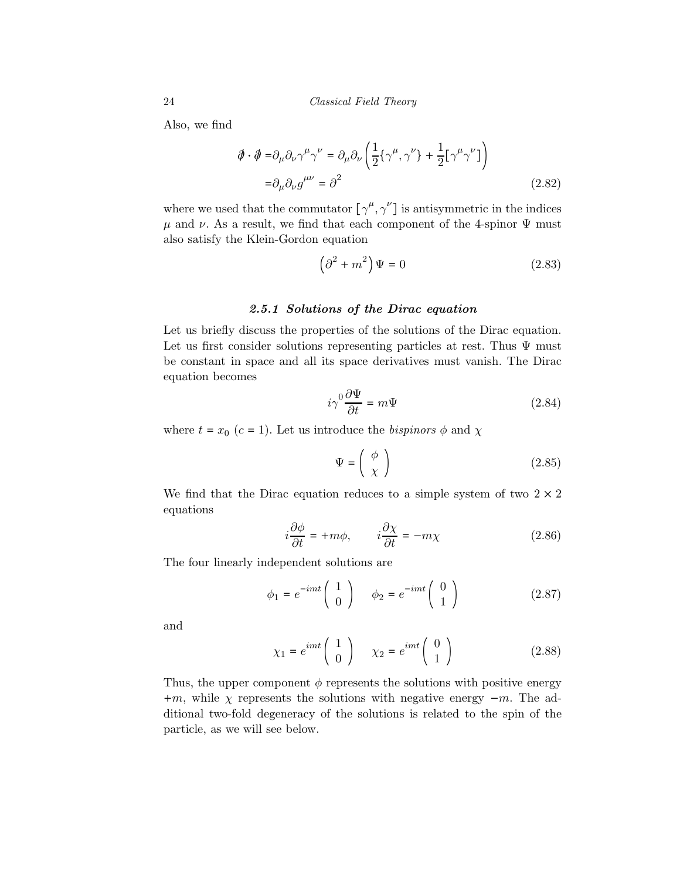Also, we find

$$
\begin{aligned}
\not{\partial} \cdot \not{\partial} =& \partial_\mu \partial_\nu \gamma^\mu \gamma^\nu = \partial_\mu \partial_\nu \left( \frac{1}{2} \{ \gamma^\mu, \gamma^\nu \} + \frac{1}{2} [ \gamma^\mu \gamma^\nu ] \right) \\
=& \partial_\mu \partial_\nu g^{\mu\nu} = \partial^2
\end{aligned} \tag{2.82}
$$

where we used that the commutator $[\gamma^\mu, \gamma^\nu]$ is antisymmetric in the indices $\mu$ and $\nu$. As a result, we find that each component of the 4-spinor $\Psi$ must also satisfy the Klein-Gordon equation

$$
\left( \partial^2 + m^2 \right) \Psi = 0 \tag{2.83}
$$

### *2.5.1 Solutions of the Dirac equation*

Let us briefly discuss the properties of the solutions of the Dirac equation. Let us first consider solutions representing particles at rest. Thus $\Psi$ must be constant in space and all its space derivatives must vanish. The Dirac equation becomes

$$
i \gamma^0 \frac{\partial \Psi}{\partial t} = m \Psi \tag{2.84}
$$

where $t = x_0$ ($c = 1$). Let us introduce the *bispinors* $\phi$ and $\chi$

$$
\Psi = \begin{pmatrix} \phi \\ \chi \end{pmatrix} \tag{2.85}
$$

We find that the Dirac equation reduces to a simple system of two $2 \times 2$ equations

$$
i \frac{\partial \phi}{\partial t} = +m\phi, \qquad i \frac{\partial \chi}{\partial t} = -m\chi \tag{2.86}
$$

The four linearly independent solutions are

$$
\phi_1 = e^{-imt} \begin{pmatrix} 1 \\ 0 \end{pmatrix} \qquad \phi_2 = e^{-imt} \begin{pmatrix} 0 \\ 1 \end{pmatrix} \tag{2.87}
$$

and

$$
\chi_1 = e^{imt} \begin{pmatrix} 1 \\ 0 \end{pmatrix} \qquad \chi_2 = e^{imt} \begin{pmatrix} 0 \\ 1 \end{pmatrix} \tag{2.88}
$$

Thus, the upper component $\phi$ represents the solutions with positive energy $+m$, while $\chi$ represents the solutions with negative energy $-m$. The additional two-fold degeneracy of the solutions is related to the spin of the particle, as we will see below.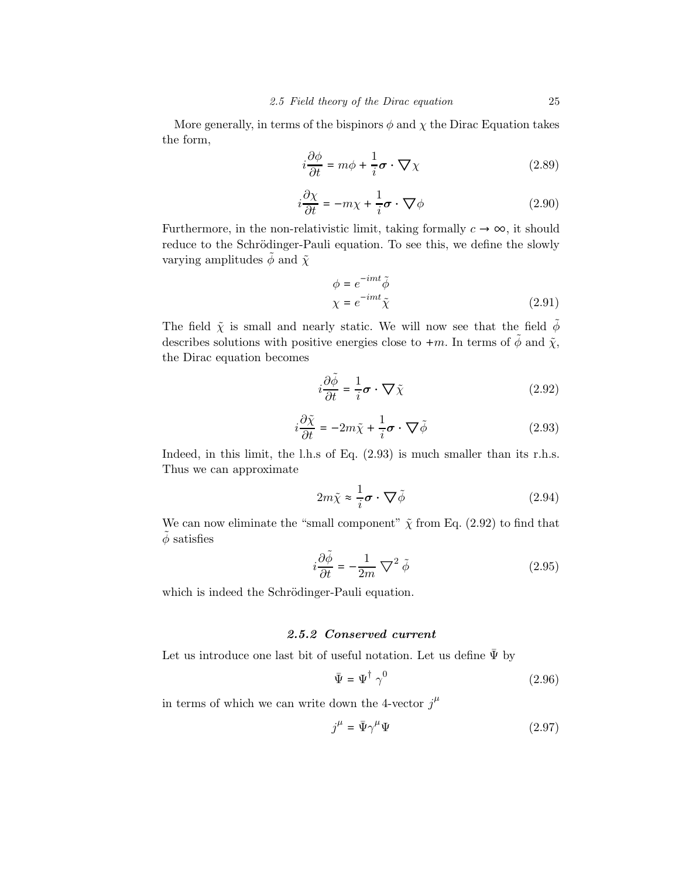More generally, in terms of the bispinors $\phi$ and $\chi$ the Dirac Equation takes the form,

$$i\frac{\partial \phi}{\partial t} = m\phi + \frac{1}{i}\boldsymbol{\sigma} \cdot \nabla \chi \tag{2.89}$$

$$i\frac{\partial \chi}{\partial t} = -m\chi + \frac{1}{i}\boldsymbol{\sigma} \cdot \nabla \phi \tag{2.90}$$

Furthermore, in the non-relativistic limit, taking formally $c \to \infty$, it should reduce to the Schrödinger-Pauli equation. To see this, we define the slowly varying amplitudes $\tilde{\phi}$ and $\tilde{\chi}$

$$\begin{aligned} \phi &= e^{-imt}\tilde{\phi} \\ \chi &= e^{-imt}\tilde{\chi} \end{aligned} \tag{2.91}$$

The field $\tilde{\chi}$ is small and nearly static. We will now see that the field $\tilde{\phi}$ describes solutions with positive energies close to $+m$. In terms of $\tilde{\phi}$ and $\tilde{\chi}$, the Dirac equation becomes

$$i\frac{\partial \tilde{\phi}}{\partial t} = \frac{1}{i}\boldsymbol{\sigma} \cdot \nabla \tilde{\chi} \tag{2.92}$$

$$i\frac{\partial \tilde{\chi}}{\partial t} = -2m\tilde{\chi} + \frac{1}{i}\boldsymbol{\sigma} \cdot \nabla \tilde{\phi} \tag{2.93}$$

Indeed, in this limit, the l.h.s of Eq. (2.93) is much smaller than its r.h.s. Thus we can approximate

$$2m\tilde{\chi} \approx \frac{1}{i}\boldsymbol{\sigma} \cdot \nabla \tilde{\phi} \tag{2.94}$$

We can now eliminate the "small component" $\tilde{\chi}$ from Eq. (2.92) to find that $\tilde{\phi}$ satisfies

$$i\frac{\partial \tilde{\phi}}{\partial t} = -\frac{1}{2m} \nabla^2 \tilde{\phi} \tag{2.95}$$

which is indeed the Schrödinger-Pauli equation.

### *2.5.2 Conserved current*

Let us introduce one last bit of useful notation. Let us define $\bar{\Psi}$ by

$$\bar{\Psi} = \Psi^{\dagger} \gamma^{0} \tag{2.96}$$

in terms of which we can write down the 4-vector $j^{\mu}$

$$j^{\mu} = \bar{\Psi}\gamma^{\mu}\Psi \tag{2.97}$$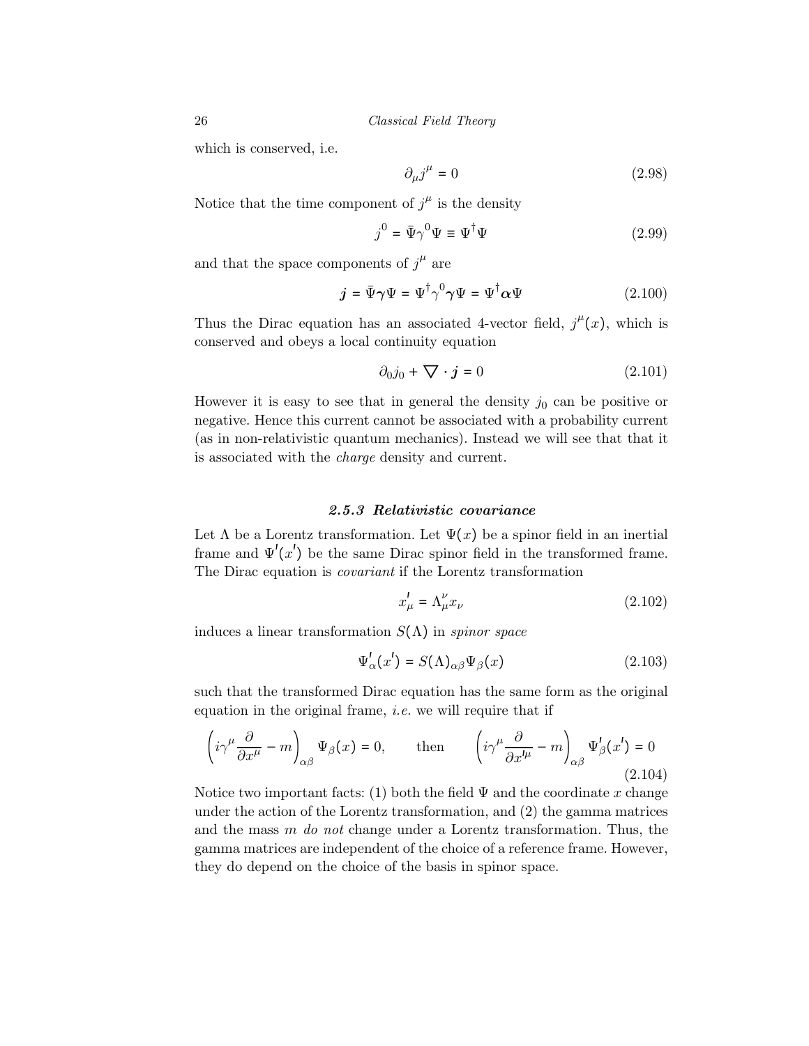which is conserved, i.e.

$$\partial_\mu j^\mu = 0 \tag{2.98}$$

Notice that the time component of $j^\mu$ is the density

$$j^0 = \bar{\Psi}\gamma^0\Psi \equiv \Psi^\dagger\Psi \tag{2.99}$$

and that the space components of $j^\mu$ are

$$\boldsymbol{j} = \bar{\Psi}\boldsymbol{\gamma}\Psi = \Psi^\dagger\gamma^0\boldsymbol{\gamma}\Psi = \Psi^\dagger\boldsymbol{\alpha}\Psi \tag{2.100}$$

Thus the Dirac equation has an associated 4-vector field, $j^\mu(x)$, which is conserved and obeys a local continuity equation

$$\partial_0 j_0 + \nabla \cdot \boldsymbol{j} = 0 \tag{2.101}$$

However it is easy to see that in general the density $j_0$ can be positive or negative. Hence this current cannot be associated with a probability current (as in non-relativistic quantum mechanics). Instead we will see that that it is associated with the *charge* density and current.

### 2.5.3 Relativistic covariance

Let $\Lambda$ be a Lorentz transformation. Let $\Psi(x)$ be a spinor field in an inertial frame and $\Psi'(x')$ be the same Dirac spinor field in the transformed frame. The Dirac equation is *covariant* if the Lorentz transformation

$$x'_\mu = \Lambda_\mu^\nu x_\nu \tag{2.102}$$

induces a linear transformation $S(\Lambda)$ in *spinor space*

$$\Psi'_\alpha(x') = S(\Lambda)_{\alpha\beta}\Psi_\beta(x) \tag{2.103}$$

such that the transformed Dirac equation has the same form as the original equation in the original frame, *i.e.* we will require that if

$$\left(i\gamma^\mu\frac{\partial}{\partial x^\mu} - m\right)_{\alpha\beta}\Psi_\beta(x) = 0, \qquad \text{then} \qquad \left(i\gamma^\mu\frac{\partial}{\partial x'^\mu} - m\right)_{\alpha\beta}\Psi'_\beta(x') = 0 \tag{2.104}$$

Notice two important facts: (1) both the field $\Psi$ and the coordinate $x$ change under the action of the Lorentz transformation, and (2) the gamma matrices and the mass $m$ *do not* change under a Lorentz transformation. Thus, the gamma matrices are independent of the choice of a reference frame. However, they do depend on the choice of the basis in spinor space.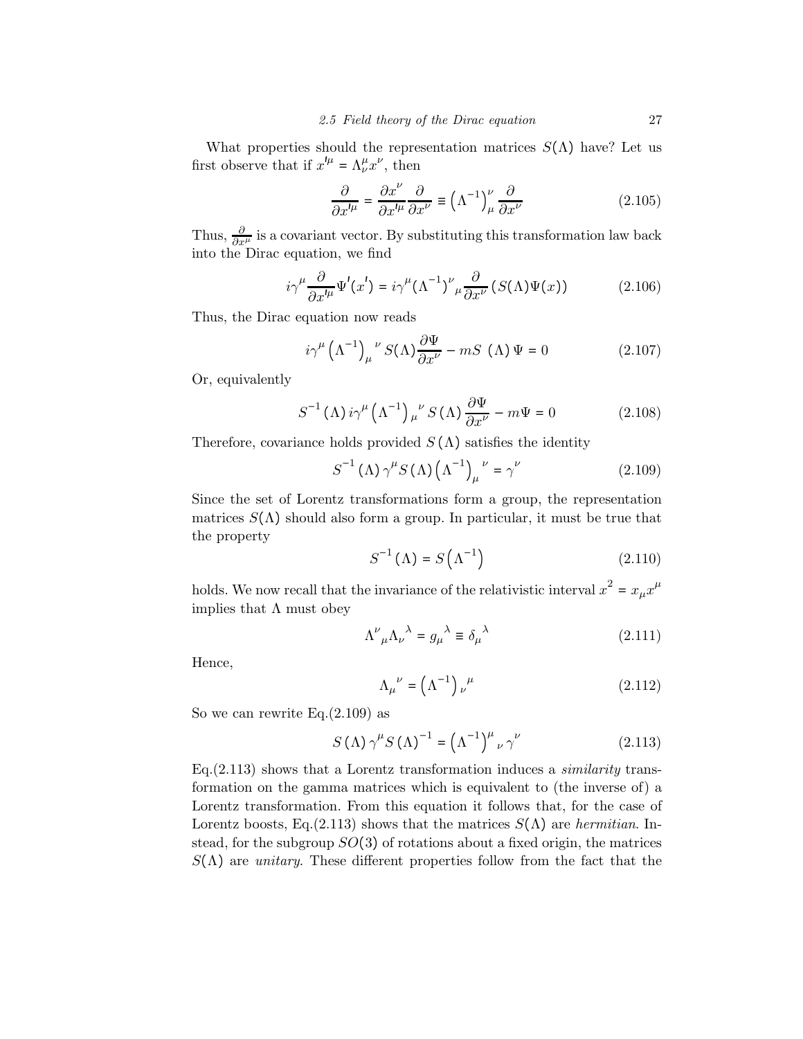What properties should the representation matrices $S(\Lambda)$ have? Let us first observe that if $x'^{\mu} = \Lambda^{\mu}_{\nu} x^{\nu}$, then

$$\frac{\partial}{\partial x'^{\mu}} = \frac{\partial x^{\nu}}{\partial x'^{\mu}} \frac{\partial}{\partial x^{\nu}} \equiv \left(\Lambda^{-1}\right)^{\nu}_{\mu} \frac{\partial}{\partial x^{\nu}} \tag{2.105}$$

Thus, $\frac{\partial}{\partial x^{\mu}}$ is a covariant vector. By substituting this transformation law back into the Dirac equation, we find

$$i\gamma^{\mu} \frac{\partial}{\partial x'^{\mu}} \Psi'(x') = i\gamma^{\mu} (\Lambda^{-1})^{\nu}{}_{\mu} \frac{\partial}{\partial x^{\nu}} \left(S(\Lambda)\Psi(x)\right) \tag{2.106}$$

Thus, the Dirac equation now reads

$$i\gamma^{\mu} \left(\Lambda^{-1}\right)_{\mu}{}^{\nu} S(\Lambda) \frac{\partial \Psi}{\partial x^{\nu}} - mS\ (\Lambda)\, \Psi = 0 \tag{2.107}$$

Or, equivalently

$$S^{-1}(\Lambda)\, i\gamma^{\mu} \left(\Lambda^{-1}\right)_{\mu}{}^{\nu} S(\Lambda) \frac{\partial \Psi}{\partial x^{\nu}} - m\Psi = 0 \tag{2.108}$$

Therefore, covariance holds provided $S(\Lambda)$ satisfies the identity

$$S^{-1}(\Lambda)\, \gamma^{\mu} S(\Lambda) \left(\Lambda^{-1}\right)_{\mu}{}^{\nu} = \gamma^{\nu} \tag{2.109}$$

Since the set of Lorentz transformations form a group, the representation matrices $S(\Lambda)$ should also form a group. In particular, it must be true that the property

$$S^{-1}(\Lambda) = S\left(\Lambda^{-1}\right) \tag{2.110}$$

holds. We now recall that the invariance of the relativistic interval $x^2 = x_{\mu} x^{\mu}$ implies that $\Lambda$ must obey

$$\Lambda^{\nu}{}_{\mu} \Lambda_{\nu}{}^{\lambda} = g_{\mu}{}^{\lambda} \equiv \delta_{\mu}{}^{\lambda} \tag{2.111}$$

Hence,

$$\Lambda_{\mu}{}^{\nu} = \left(\Lambda^{-1}\right)_{\nu}{}^{\mu} \tag{2.112}$$

So we can rewrite Eq.(2.109) as

$$S(\Lambda)\, \gamma^{\mu} S(\Lambda)^{-1} = \left(\Lambda^{-1}\right)^{\mu}{}_{\nu}\, \gamma^{\nu} \tag{2.113}$$

Eq.(2.113) shows that a Lorentz transformation induces a *similarity* transformation on the gamma matrices which is equivalent to (the inverse of) a Lorentz transformation. From this equation it follows that, for the case of Lorentz boosts, Eq.(2.113) shows that the matrices $S(\Lambda)$ are *hermitian*. Instead, for the subgroup $SO(3)$ of rotations about a fixed origin, the matrices $S(\Lambda)$ are *unitary*. These different properties follow from the fact that the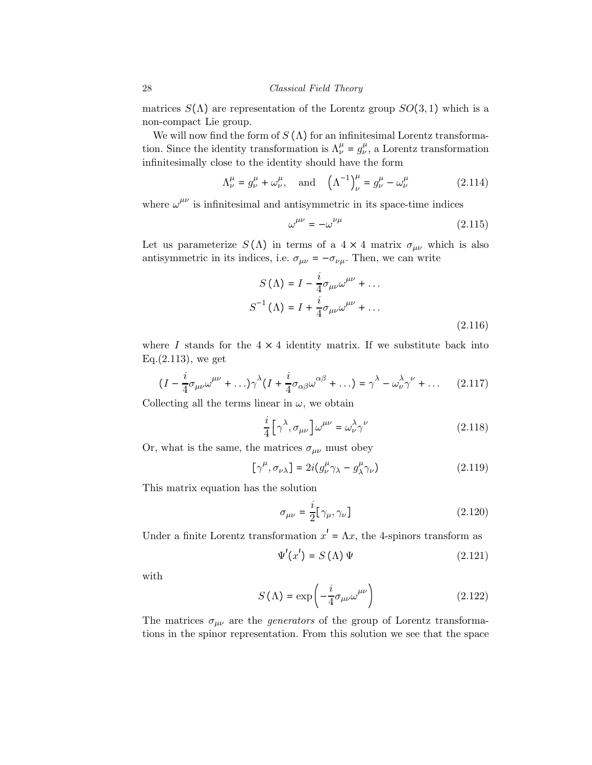matrices $S(\Lambda)$ are representation of the Lorentz group $SO(3,1)$ which is a non-compact Lie group.

We will now find the form of $S(\Lambda)$ for an infinitesimal Lorentz transformation. Since the identity transformation is $\Lambda^\mu_\nu = g^\mu_\nu$, a Lorentz transformation infinitesimally close to the identity should have the form

$$\Lambda^\mu_\nu = g^\mu_\nu + \omega^\mu_\nu, \quad \text{and} \quad \left(\Lambda^{-1}\right)^\mu_\nu = g^\mu_\nu - \omega^\mu_\nu \tag{2.114}$$

where $\omega^{\mu\nu}$ is infinitesimal and antisymmetric in its space-time indices

$$\omega^{\mu\nu} = -\omega^{\nu\mu} \tag{2.115}$$

Let us parameterize $S(\Lambda)$ in terms of a $4 \times 4$ matrix $\sigma_{\mu\nu}$ which is also antisymmetric in its indices, i.e. $\sigma_{\mu\nu} = -\sigma_{\nu\mu}$. Then, we can write

$$\begin{aligned} S(\Lambda) &= I - \frac{i}{4}\sigma_{\mu\nu}\omega^{\mu\nu} + \ldots \\ S^{-1}(\Lambda) &= I + \frac{i}{4}\sigma_{\mu\nu}\omega^{\mu\nu} + \ldots \end{aligned} \tag{2.116}$$

where $I$ stands for the $4 \times 4$ identity matrix. If we substitute back into Eq.(2.113), we get

$$(I - \frac{i}{4}\sigma_{\mu\nu}\omega^{\mu\nu} + \ldots)\gamma^\lambda(I + \frac{i}{4}\sigma_{\alpha\beta}\omega^{\alpha\beta} + \ldots) = \gamma^\lambda - \omega^\lambda_\nu\gamma^\nu + \ldots \tag{2.117}$$

Collecting all the terms linear in $\omega$, we obtain

$$\frac{i}{4}\left[\gamma^\lambda, \sigma_{\mu\nu}\right]\omega^{\mu\nu} = \omega^\lambda_\nu\gamma^\nu \tag{2.118}$$

Or, what is the same, the matrices $\sigma_{\mu\nu}$ must obey

$$[\gamma^\mu, \sigma_{\nu\lambda}] = 2i(g^\mu_\nu\gamma_\lambda - g^\mu_\lambda\gamma_\nu) \tag{2.119}$$

This matrix equation has the solution

$$\sigma_{\mu\nu} = \frac{i}{2}[\gamma_\mu, \gamma_\nu] \tag{2.120}$$

Under a finite Lorentz transformation $x' = \Lambda x$, the 4-spinors transform as

$$\Psi'(x') = S(\Lambda)\Psi \tag{2.121}$$

with

$$S(\Lambda) = \exp\left(-\frac{i}{4}\sigma_{\mu\nu}\omega^{\mu\nu}\right) \tag{2.122}$$

The matrices $\sigma_{\mu\nu}$ are the *generators* of the group of Lorentz transformations in the spinor representation. From this solution we see that the space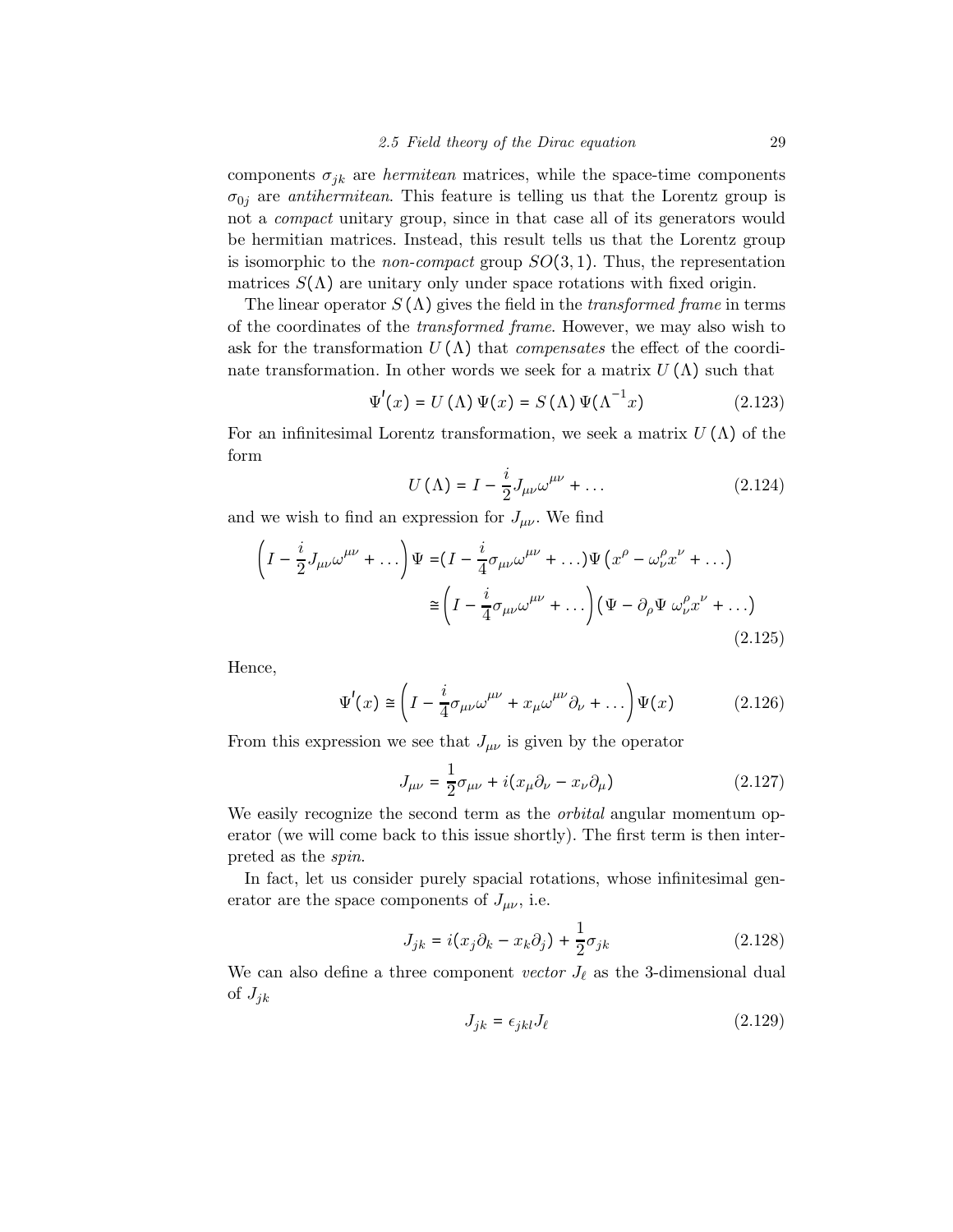components $\sigma_{jk}$ are *hermitean* matrices, while the space-time components $\sigma_{0j}$ are *antihermitean*. This feature is telling us that the Lorentz group is not a *compact* unitary group, since in that case all of its generators would be hermitian matrices. Instead, this result tells us that the Lorentz group is isomorphic to the *non-compact* group $SO(3,1)$. Thus, the representation matrices $S(\Lambda)$ are unitary only under space rotations with fixed origin.

The linear operator $S(\Lambda)$ gives the field in the *transformed frame* in terms of the coordinates of the *transformed frame*. However, we may also wish to ask for the transformation $U(\Lambda)$ that *compensates* the effect of the coordinate transformation. In other words we seek for a matrix $U(\Lambda)$ such that

$$\Psi'(x) = U(\Lambda)\,\Psi(x) = S(\Lambda)\,\Psi(\Lambda^{-1}x) \tag{2.123}$$

For an infinitesimal Lorentz transformation, we seek a matrix $U(\Lambda)$ of the form

$$U(\Lambda) = I - \frac{i}{2}J_{\mu\nu}\omega^{\mu\nu} + \ldots \tag{2.124}$$

and we wish to find an expression for $J_{\mu\nu}$. We find

$$\begin{aligned}\left(I - \frac{i}{2}J_{\mu\nu}\omega^{\mu\nu} + \ldots\right)\Psi =& (I - \frac{i}{4}\sigma_{\mu\nu}\omega^{\mu\nu} + \ldots)\Psi\left(x^{\rho} - \omega^{\rho}_{\nu}x^{\nu} + \ldots\right)\\ \cong& \left(I - \frac{i}{4}\sigma_{\mu\nu}\omega^{\mu\nu} + \ldots\right)\left(\Psi - \partial_{\rho}\Psi\;\omega^{\rho}_{\nu}x^{\nu} + \ldots\right)\end{aligned} \tag{2.125}$$

Hence,

$$\Psi'(x) \cong \left(I - \frac{i}{4}\sigma_{\mu\nu}\omega^{\mu\nu} + x_{\mu}\omega^{\mu\nu}\partial_{\nu} + \ldots\right)\Psi(x) \tag{2.126}$$

From this expression we see that $J_{\mu\nu}$ is given by the operator

$$J_{\mu\nu} = \frac{1}{2}\sigma_{\mu\nu} + i(x_{\mu}\partial_{\nu} - x_{\nu}\partial_{\mu}) \tag{2.127}$$

We easily recognize the second term as the *orbital* angular momentum operator (we will come back to this issue shortly). The first term is then interpreted as the *spin*.

In fact, let us consider purely spacial rotations, whose infinitesimal generator are the space components of $J_{\mu\nu}$, i.e.

$$J_{jk} = i(x_j\partial_k - x_k\partial_j) + \frac{1}{2}\sigma_{jk} \tag{2.128}$$

We can also define a three component *vector* $J_{\ell}$ as the 3-dimensional dual of $J_{jk}$

$$J_{jk} = \epsilon_{jkl}J_{\ell} \tag{2.129}$$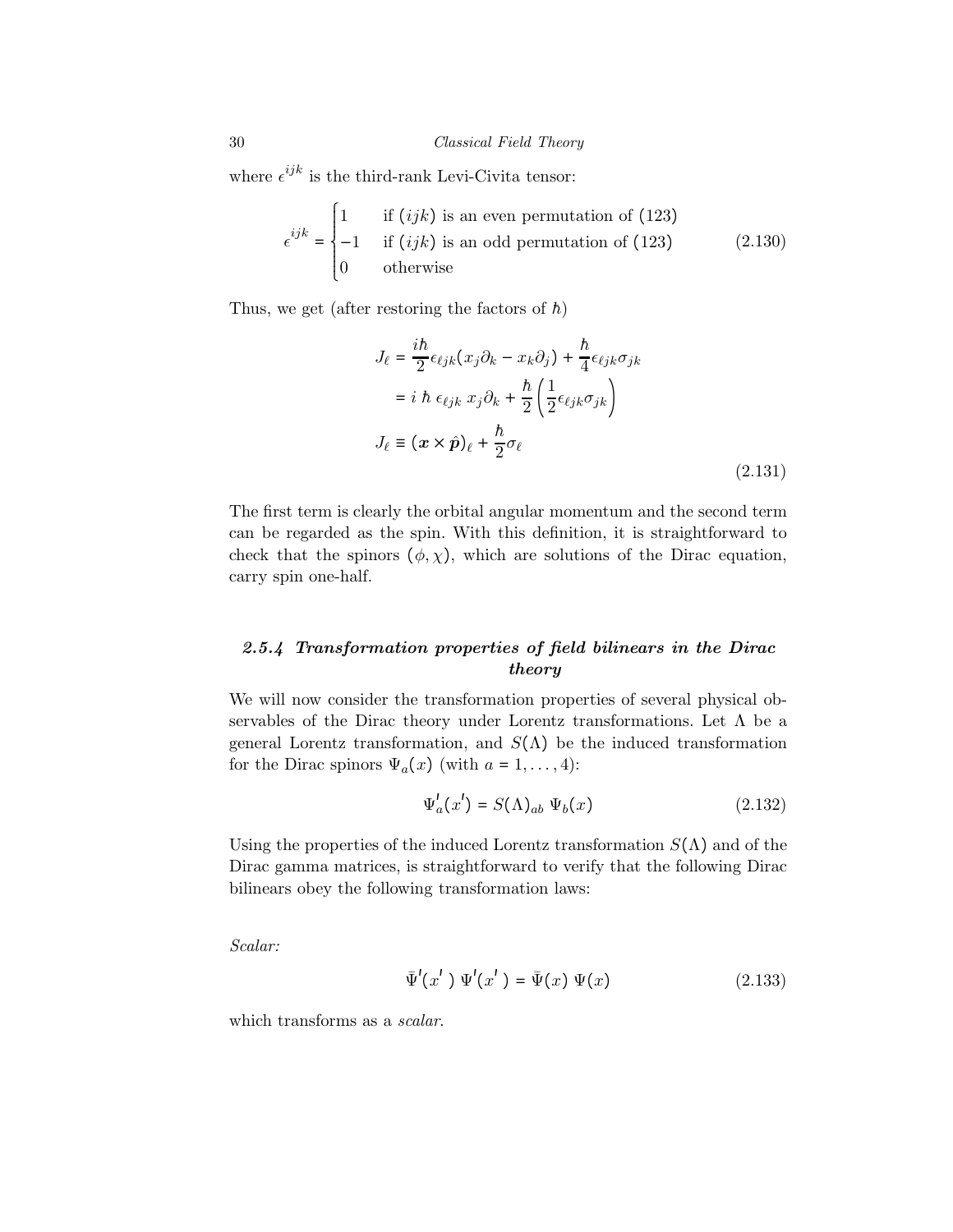where $\epsilon^{ijk}$ is the third-rank Levi-Civita tensor:

$$\epsilon^{ijk} = \begin{cases} 1 & \text{if } (ijk) \text{ is an even permutation of } (123) \\ -1 & \text{if } (ijk) \text{ is an odd permutation of } (123) \\ 0 & \text{otherwise} \end{cases} \tag{2.130}$$

Thus, we get (after restoring the factors of $\hbar$)

$$\begin{aligned} J_\ell &= \frac{i\hbar}{2}\epsilon_{\ell jk}(x_j\partial_k - x_k\partial_j) + \frac{\hbar}{4}\epsilon_{\ell jk}\sigma_{jk} \\ &= i\,\hbar\,\epsilon_{\ell jk}\,x_j\partial_k + \frac{\hbar}{2}\left(\frac{1}{2}\epsilon_{\ell jk}\sigma_{jk}\right) \\ J_\ell &\equiv (\boldsymbol{x}\times\hat{\boldsymbol{p}})_\ell + \frac{\hbar}{2}\sigma_\ell \end{aligned} \tag{2.131}$$

The first term is clearly the orbital angular momentum and the second term can be regarded as the spin. With this definition, it is straightforward to check that the spinors $(\phi, \chi)$, which are solutions of the Dirac equation, carry spin one-half.

### *2.5.4 Transformation properties of field bilinears in the Dirac theory*

We will now consider the transformation properties of several physical observables of the Dirac theory under Lorentz transformations. Let $\Lambda$ be a general Lorentz transformation, and $S(\Lambda)$ be the induced transformation for the Dirac spinors $\Psi_a(x)$ (with $a = 1, \ldots, 4$):

$$\Psi_a'(x') = S(\Lambda)_{ab}\;\Psi_b(x) \tag{2.132}$$

Using the properties of the induced Lorentz transformation $S(\Lambda)$ and of the Dirac gamma matrices, is straightforward to verify that the following Dirac bilinears obey the following transformation laws:

*Scalar:*

$$\bar{\Psi}'(x')\;\Psi'(x') = \bar{\Psi}(x)\;\Psi(x) \tag{2.133}$$

which transforms as a *scalar*.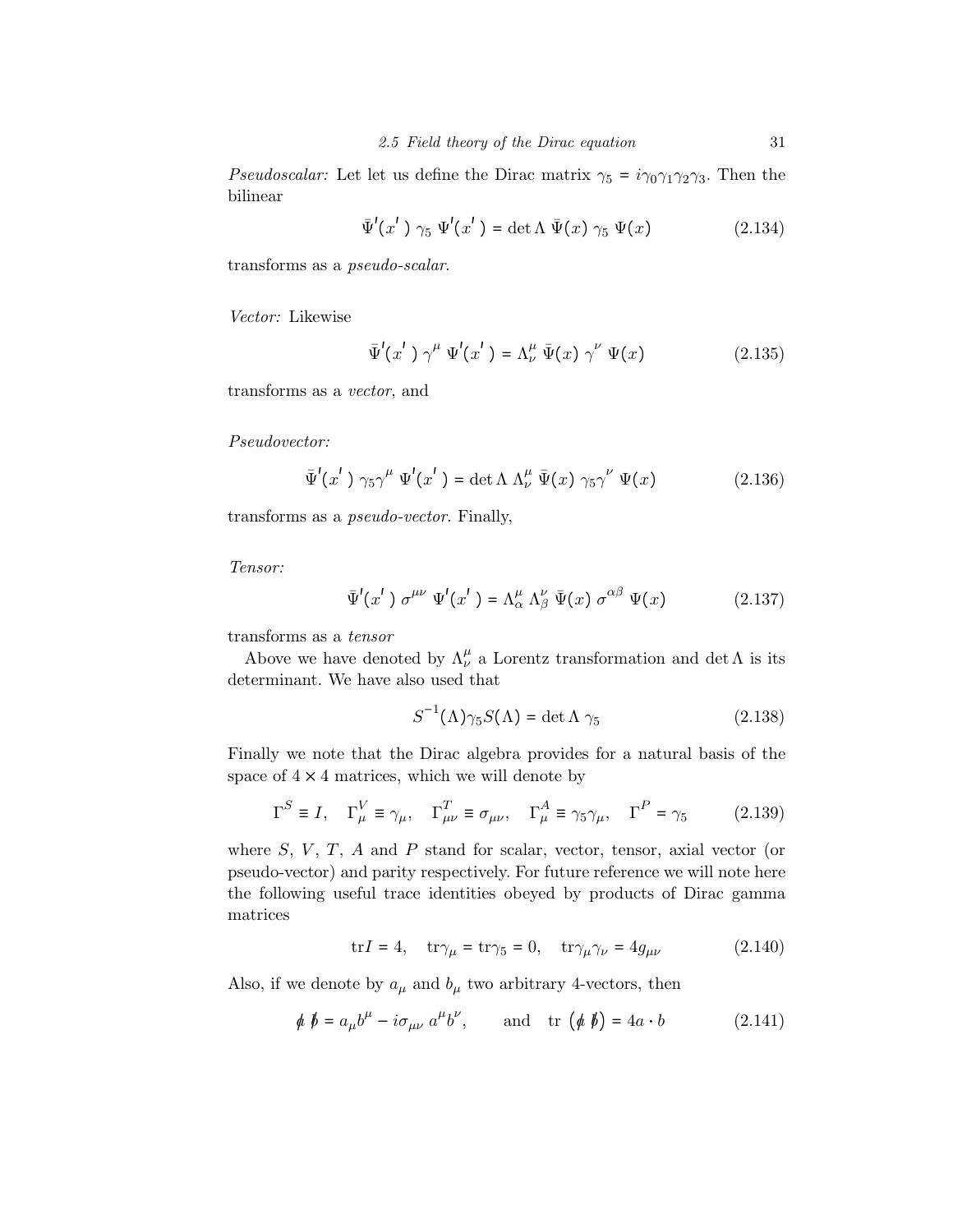*Pseudoscalar:* Let let us define the Dirac matrix $\gamma_5 = i\gamma_0\gamma_1\gamma_2\gamma_3$. Then the bilinear

$$\bar{\Psi}'(x') \, \gamma_5 \, \Psi'(x') = \det\Lambda \; \bar{\Psi}(x) \, \gamma_5 \, \Psi(x) \tag{2.134}$$

transforms as a *pseudo-scalar*.

*Vector:* Likewise

$$\bar{\Psi}'(x') \, \gamma^\mu \, \Psi'(x') = \Lambda^\mu_\nu \, \bar{\Psi}(x) \, \gamma^\nu \, \Psi(x) \tag{2.135}$$

transforms as a *vector*, and

*Pseudovector:*

$$\bar{\Psi}'(x') \, \gamma_5\gamma^\mu \, \Psi'(x') = \det\Lambda \; \Lambda^\mu_\nu \, \bar{\Psi}(x) \, \gamma_5\gamma^\nu \, \Psi(x) \tag{2.136}$$

transforms as a *pseudo-vector*. Finally,

*Tensor:*

$$\bar{\Psi}'(x') \, \sigma^{\mu\nu} \, \Psi'(x') = \Lambda^\mu_\alpha \, \Lambda^\nu_\beta \, \bar{\Psi}(x) \, \sigma^{\alpha\beta} \, \Psi(x) \tag{2.137}$$

transforms as a *tensor*

Above we have denoted by $\Lambda^\mu_\nu$ a Lorentz transformation and $\det\Lambda$ is its determinant. We have also used that

$$S^{-1}(\Lambda)\gamma_5 S(\Lambda) = \det\Lambda \; \gamma_5 \tag{2.138}$$

Finally we note that the Dirac algebra provides for a natural basis of the space of $4\times 4$ matrices, which we will denote by

$$\Gamma^S \equiv I, \quad \Gamma^V_\mu \equiv \gamma_\mu, \quad \Gamma^T_{\mu\nu} \equiv \sigma_{\mu\nu}, \quad \Gamma^A_\mu \equiv \gamma_5\gamma_\mu, \quad \Gamma^P = \gamma_5 \tag{2.139}$$

where $S$, $V$, $T$, $A$ and $P$ stand for scalar, vector, tensor, axial vector (or pseudo-vector) and parity respectively. For future reference we will note here the following useful trace identities obeyed by products of Dirac gamma matrices

$$\text{tr} I = 4, \quad \text{tr}\gamma_\mu = \text{tr}\gamma_5 = 0, \quad \text{tr}\gamma_\mu\gamma_\nu = 4g_{\mu\nu} \tag{2.140}$$

Also, if we denote by $a_\mu$ and $b_\mu$ two arbitrary 4-vectors, then

$$\not{a}\,\not{b} = a_\mu b^\mu - i\sigma_{\mu\nu}\, a^\mu b^\nu, \qquad \text{and} \quad \text{tr}\,\left(\not{a}\,\not{b}\right) = 4a\cdot b \tag{2.141}$$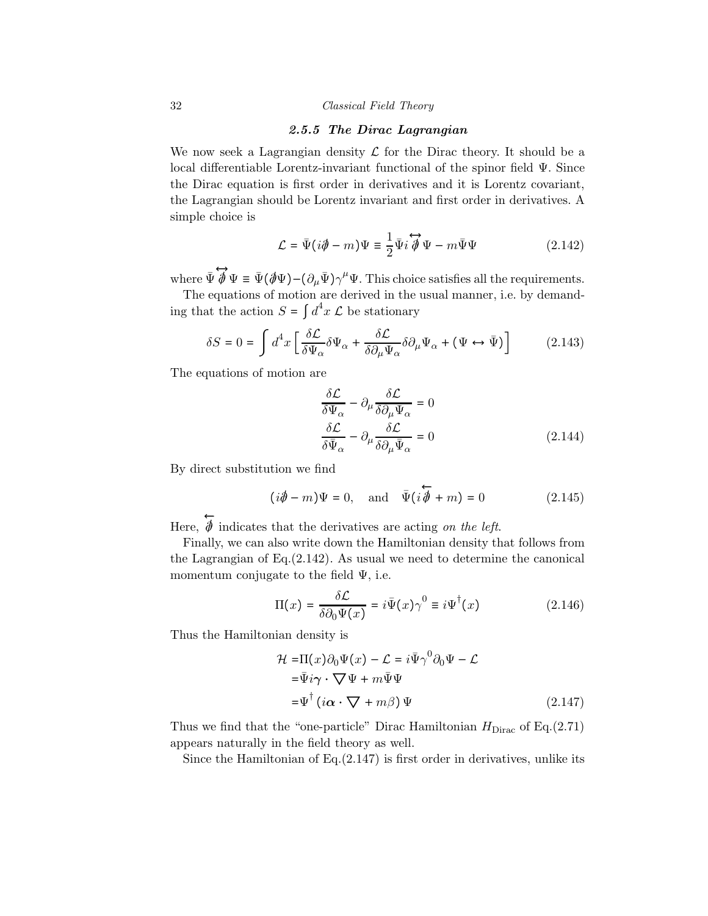### 2.5.5 The Dirac Lagrangian

We now seek a Lagrangian density $\mathcal{L}$ for the Dirac theory. It should be a local differentiable Lorentz-invariant functional of the spinor field $\Psi$. Since the Dirac equation is first order in derivatives and it is Lorentz covariant, the Lagrangian should be Lorentz invariant and first order in derivatives. A simple choice is

$$\mathcal{L} = \bar{\Psi}(i\not{\partial} - m)\Psi \equiv \frac{1}{2}\bar{\Psi}i\overleftrightarrow{\not{\partial}}\Psi - m\bar{\Psi}\Psi \tag{2.142}$$

where $\bar{\Psi}\overleftrightarrow{\not{\partial}}\Psi \equiv \bar{\Psi}(\not{\partial}\Psi) - (\partial_\mu\bar{\Psi})\gamma^\mu\Psi$. This choice satisfies all the requirements.

The equations of motion are derived in the usual manner, i.e. by demanding that the action $S = \int d^4x\, \mathcal{L}$ be stationary

$$\delta S = 0 = \int d^4x \left[\frac{\delta\mathcal{L}}{\delta\Psi_\alpha}\delta\Psi_\alpha + \frac{\delta\mathcal{L}}{\delta\partial_\mu\Psi_\alpha}\delta\partial_\mu\Psi_\alpha + (\Psi \leftrightarrow \bar{\Psi})\right] \tag{2.143}$$

The equations of motion are

$$\begin{aligned}
\frac{\delta\mathcal{L}}{\delta\Psi_\alpha} - \partial_\mu\frac{\delta\mathcal{L}}{\delta\partial_\mu\Psi_\alpha} &= 0 \\
\frac{\delta\mathcal{L}}{\delta\bar{\Psi}_\alpha} - \partial_\mu\frac{\delta\mathcal{L}}{\delta\partial_\mu\bar{\Psi}_\alpha} &= 0
\end{aligned} \tag{2.144}$$

By direct substitution we find

$$(i\not{\partial} - m)\Psi = 0, \quad \text{and} \quad \bar{\Psi}(i\overleftarrow{\not{\partial}} + m) = 0 \tag{2.145}$$

Here, $\overleftarrow{\not{\partial}}$ indicates that the derivatives are acting *on the left*.

Finally, we can also write down the Hamiltonian density that follows from the Lagrangian of Eq.(2.142). As usual we need to determine the canonical momentum conjugate to the field $\Psi$, i.e.

$$\Pi(x) = \frac{\delta\mathcal{L}}{\delta\partial_0\Psi(x)} = i\bar{\Psi}(x)\gamma^0 \equiv i\Psi^\dagger(x) \tag{2.146}$$

Thus the Hamiltonian density is

$$\begin{aligned}
\mathcal{H} =& \Pi(x)\partial_0\Psi(x) - \mathcal{L} = i\bar{\Psi}\gamma^0\partial_0\Psi - \mathcal{L} \\
=& \bar{\Psi}i\boldsymbol{\gamma}\cdot\nabla\Psi + m\bar{\Psi}\Psi \\
=& \Psi^\dagger\left(i\boldsymbol{\alpha}\cdot\nabla + m\beta\right)\Psi
\end{aligned} \tag{2.147}$$

Thus we find that the "one-particle" Dirac Hamiltonian $H_{\text{Dirac}}$ of Eq.(2.71) appears naturally in the field theory as well.

Since the Hamiltonian of Eq.(2.147) is first order in derivatives, unlike its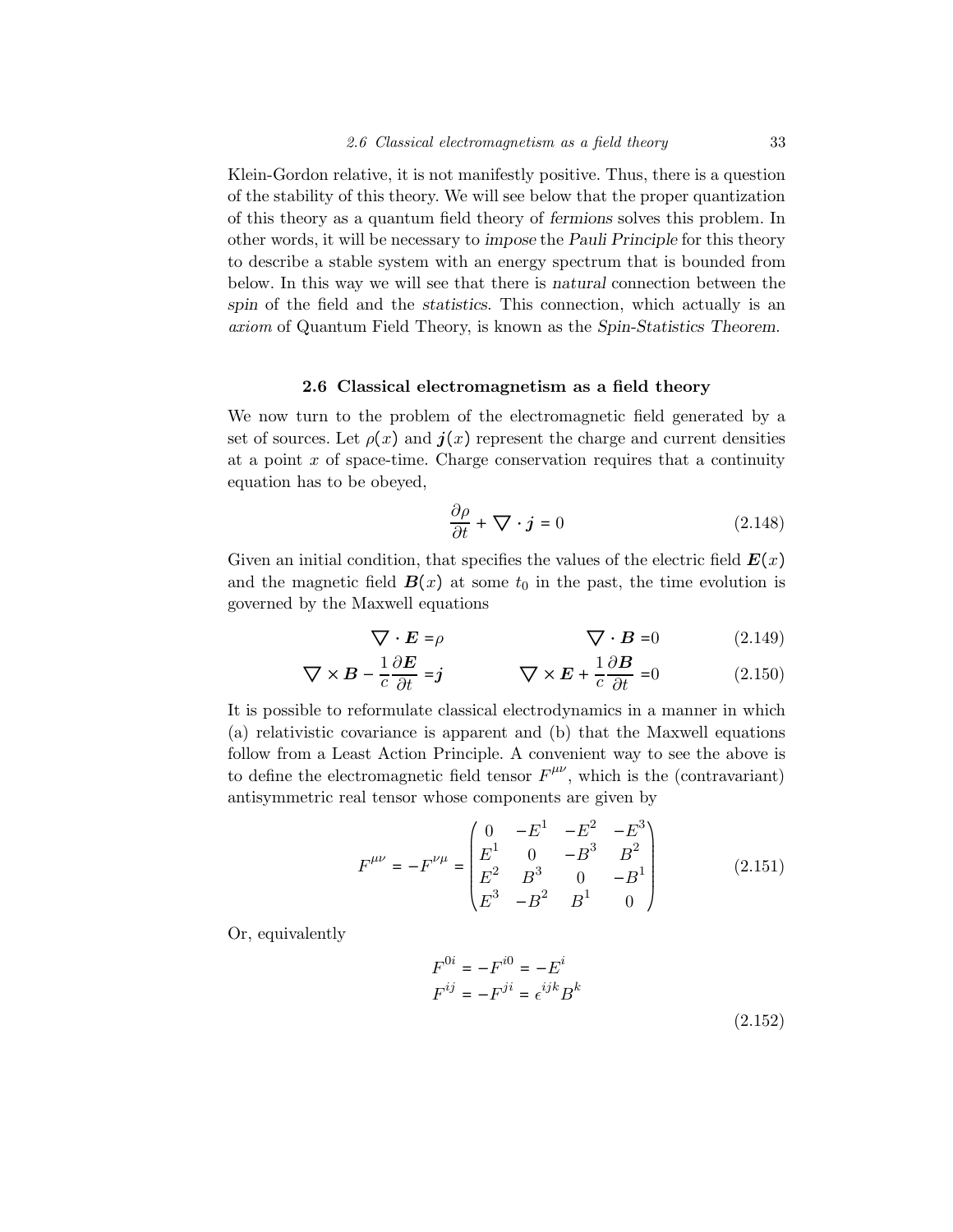Klein-Gordon relative, it is not manifestly positive. Thus, there is a question of the stability of this theory. We will see below that the proper quantization of this theory as a quantum field theory of *fermions* solves this problem. In other words, it will be necessary to *impose* the *Pauli Principle* for this theory to describe a stable system with an energy spectrum that is bounded from below. In this way we will see that there is *natural* connection between the *spin* of the field and the *statistics*. This connection, which actually is an *axiom* of Quantum Field Theory, is known as the *Spin-Statistics Theorem*.

## 2.6 Classical electromagnetism as a field theory

We now turn to the problem of the electromagnetic field generated by a set of sources. Let $\rho(x)$ and $\boldsymbol{j}(x)$ represent the charge and current densities at a point $x$ of space-time. Charge conservation requires that a continuity equation has to be obeyed,

$$\frac{\partial \rho}{\partial t} + \nabla \cdot \boldsymbol{j} = 0 \tag{2.148}$$

Given an initial condition, that specifies the values of the electric field $\boldsymbol{E}(x)$ and the magnetic field $\boldsymbol{B}(x)$ at some $t_0$ in the past, the time evolution is governed by the Maxwell equations

$$\nabla \cdot \boldsymbol{E} = \rho \qquad\qquad \nabla \cdot \boldsymbol{B} = 0 \tag{2.149}$$

$$\nabla \times \boldsymbol{B} - \frac{1}{c}\frac{\partial \boldsymbol{E}}{\partial t} = \boldsymbol{j} \qquad\qquad \nabla \times \boldsymbol{E} + \frac{1}{c}\frac{\partial \boldsymbol{B}}{\partial t} = 0 \tag{2.150}$$

It is possible to reformulate classical electrodynamics in a manner in which (a) relativistic covariance is apparent and (b) that the Maxwell equations follow from a Least Action Principle. A convenient way to see the above is to define the electromagnetic field tensor $F^{\mu\nu}$, which is the (contravariant) antisymmetric real tensor whose components are given by

$$F^{\mu\nu} = -F^{\nu\mu} = \begin{pmatrix} 0 & -E^1 & -E^2 & -E^3 \\ E^1 & 0 & -B^3 & B^2 \\ E^2 & B^3 & 0 & -B^1 \\ E^3 & -B^2 & B^1 & 0 \end{pmatrix} \tag{2.151}$$

Or, equivalently

$$\begin{aligned} F^{0i} &= -F^{i0} = -E^i \\ F^{ij} &= -F^{ji} = \epsilon^{ijk} B^k \end{aligned} \tag{2.152}$$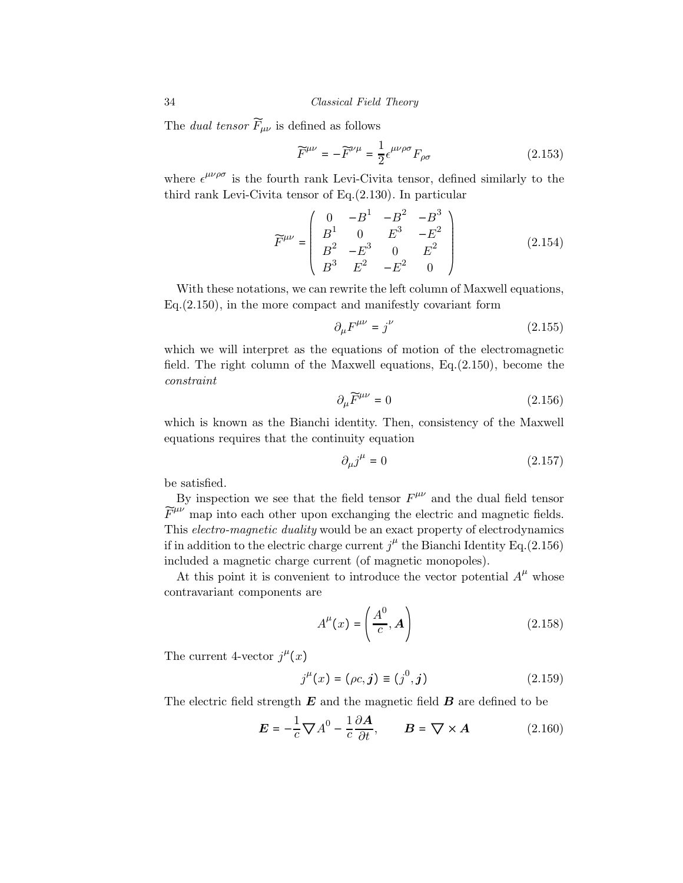The *dual tensor* $\widetilde{F}_{\mu\nu}$ is defined as follows

$$\widetilde{F}^{\mu\nu} = -\widetilde{F}^{\nu\mu} = \frac{1}{2}\epsilon^{\mu\nu\rho\sigma}F_{\rho\sigma} \tag{2.153}$$

where $\epsilon^{\mu\nu\rho\sigma}$ is the fourth rank Levi-Civita tensor, defined similarly to the third rank Levi-Civita tensor of Eq.(2.130). In particular

$$\widetilde{F}^{\mu\nu} = \begin{pmatrix} 0 & -B^1 & -B^2 & -B^3 \\ B^1 & 0 & E^3 & -E^2 \\ B^2 & -E^3 & 0 & E^2 \\ B^3 & E^2 & -E^2 & 0 \end{pmatrix} \tag{2.154}$$

With these notations, we can rewrite the left column of Maxwell equations, Eq.(2.150), in the more compact and manifestly covariant form

$$\partial_\mu F^{\mu\nu} = j^\nu \tag{2.155}$$

which we will interpret as the equations of motion of the electromagnetic field. The right column of the Maxwell equations, Eq.(2.150), become the *constraint*

$$\partial_\mu \widetilde{F}^{\mu\nu} = 0 \tag{2.156}$$

which is known as the Bianchi identity. Then, consistency of the Maxwell equations requires that the continuity equation

$$\partial_\mu j^\mu = 0 \tag{2.157}$$

be satisfied.

By inspection we see that the field tensor $F^{\mu\nu}$ and the dual field tensor $\widetilde{F}^{\mu\nu}$ map into each other upon exchanging the electric and magnetic fields. This *electro-magnetic duality* would be an exact property of electrodynamics if in addition to the electric charge current $j^\mu$ the Bianchi Identity Eq.(2.156) included a magnetic charge current (of magnetic monopoles).

At this point it is convenient to introduce the vector potential $A^\mu$ whose contravariant components are

$$A^\mu(x) = \left(\frac{A^0}{c}, \boldsymbol{A}\right) \tag{2.158}$$

The current 4-vector $j^\mu(x)$

$$j^\mu(x) = (\rho c, \boldsymbol{j}) \equiv (j^0, \boldsymbol{j}) \tag{2.159}$$

The electric field strength $\boldsymbol{E}$ and the magnetic field $\boldsymbol{B}$ are defined to be

$$\boldsymbol{E} = -\frac{1}{c}\nabla A^0 - \frac{1}{c}\frac{\partial \boldsymbol{A}}{\partial t}, \qquad \boldsymbol{B} = \nabla \times \boldsymbol{A} \tag{2.160}$$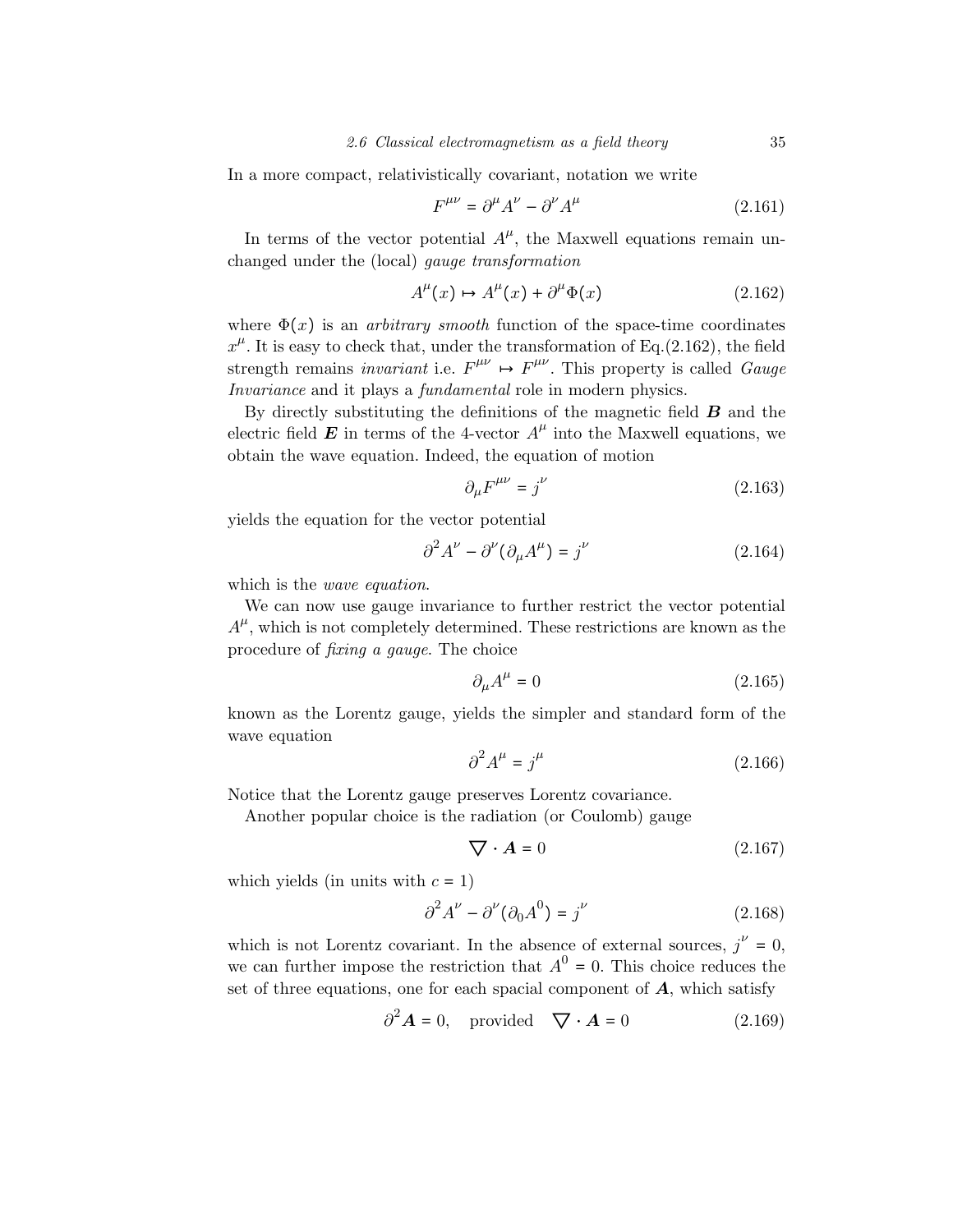In a more compact, relativistically covariant, notation we write

$$F^{\mu\nu} = \partial^\mu A^\nu - \partial^\nu A^\mu \tag{2.161}$$

In terms of the vector potential $A^\mu$, the Maxwell equations remain unchanged under the (local) *gauge transformation*

$$A^\mu(x) \mapsto A^\mu(x) + \partial^\mu \Phi(x) \tag{2.162}$$

where $\Phi(x)$ is an *arbitrary smooth* function of the space-time coordinates $x^\mu$. It is easy to check that, under the transformation of Eq.(2.162), the field strength remains *invariant* i.e. $F^{\mu\nu} \mapsto F^{\mu\nu}$. This property is called *Gauge Invariance* and it plays a *fundamental* role in modern physics.

By directly substituting the definitions of the magnetic field $\boldsymbol{B}$ and the electric field $\boldsymbol{E}$ in terms of the 4-vector $A^\mu$ into the Maxwell equations, we obtain the wave equation. Indeed, the equation of motion

$$\partial_\mu F^{\mu\nu} = j^\nu \tag{2.163}$$

yields the equation for the vector potential

$$\partial^2 A^\nu - \partial^\nu(\partial_\mu A^\mu) = j^\nu \tag{2.164}$$

which is the *wave equation*.

We can now use gauge invariance to further restrict the vector potential $A^\mu$, which is not completely determined. These restrictions are known as the procedure of *fixing a gauge*. The choice

$$\partial_\mu A^\mu = 0 \tag{2.165}$$

known as the Lorentz gauge, yields the simpler and standard form of the wave equation

$$\partial^2 A^\mu = j^\mu \tag{2.166}$$

Notice that the Lorentz gauge preserves Lorentz covariance.

Another popular choice is the radiation (or Coulomb) gauge

$$\nabla \cdot \boldsymbol{A} = 0 \tag{2.167}$$

which yields (in units with $c = 1$)

$$\partial^2 A^\nu - \partial^\nu(\partial_0 A^0) = j^\nu \tag{2.168}$$

which is not Lorentz covariant. In the absence of external sources, $j^\nu = 0$, we can further impose the restriction that $A^0 = 0$. This choice reduces the set of three equations, one for each spacial component of $\boldsymbol{A}$, which satisfy

$$\partial^2 \boldsymbol{A} = 0, \quad \text{provided} \quad \nabla \cdot \boldsymbol{A} = 0 \tag{2.169}$$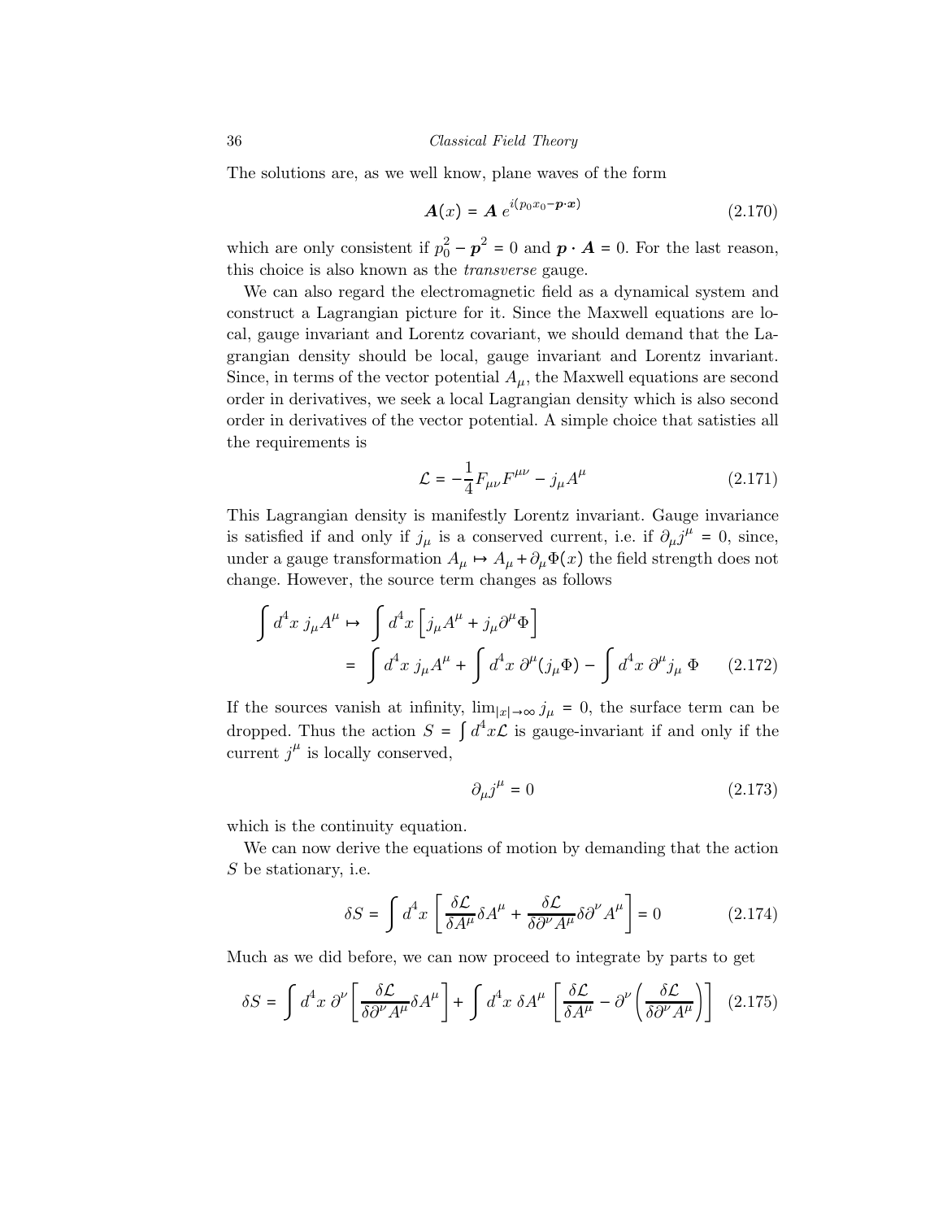The solutions are, as we well know, plane waves of the form

$$\boldsymbol{A}(x) = \boldsymbol{A}\, e^{i(p_0 x_0 - \boldsymbol{p}\cdot\boldsymbol{x})} \tag{2.170}$$

which are only consistent if $p_0^2 - \boldsymbol{p}^2 = 0$ and $\boldsymbol{p}\cdot\boldsymbol{A} = 0$. For the last reason, this choice is also known as the *transverse* gauge.

We can also regard the electromagnetic field as a dynamical system and construct a Lagrangian picture for it. Since the Maxwell equations are local, gauge invariant and Lorentz covariant, we should demand that the Lagrangian density should be local, gauge invariant and Lorentz invariant. Since, in terms of the vector potential $A_\mu$, the Maxwell equations are second order in derivatives, we seek a local Lagrangian density which is also second order in derivatives of the vector potential. A simple choice that satisties all the requirements is

$$\mathcal{L} = -\frac{1}{4}F_{\mu\nu}F^{\mu\nu} - j_\mu A^\mu \tag{2.171}$$

This Lagrangian density is manifestly Lorentz invariant. Gauge invariance is satisfied if and only if $j_\mu$ is a conserved current, i.e. if $\partial_\mu j^\mu = 0$, since, under a gauge transformation $A_\mu \mapsto A_\mu + \partial_\mu \Phi(x)$ the field strength does not change. However, the source term changes as follows

$$\begin{aligned}\int d^4x\; j_\mu A^\mu \mapsto & \int d^4x \left[ j_\mu A^\mu + j_\mu \partial^\mu \Phi \right] \\ = & \int d^4x\; j_\mu A^\mu + \int d^4x\; \partial^\mu (j_\mu \Phi) - \int d^4x\; \partial^\mu j_\mu\; \Phi \end{aligned} \tag{2.172}$$

If the sources vanish at infinity, $\lim_{|x|\to\infty} j_\mu = 0$, the surface term can be dropped. Thus the action $S = \int d^4x \mathcal{L}$ is gauge-invariant if and only if the current $j^\mu$ is locally conserved,

$$\partial_\mu j^\mu = 0 \tag{2.173}$$

which is the continuity equation.

We can now derive the equations of motion by demanding that the action $S$ be stationary, i.e.

$$\delta S = \int d^4x \left[ \frac{\delta \mathcal{L}}{\delta A^\mu}\delta A^\mu + \frac{\delta \mathcal{L}}{\delta \partial^\nu A^\mu}\delta \partial^\nu A^\mu \right] = 0 \tag{2.174}$$

Much as we did before, we can now proceed to integrate by parts to get

$$\delta S = \int d^4x\; \partial^\nu \left[ \frac{\delta \mathcal{L}}{\delta \partial^\nu A^\mu}\delta A^\mu \right] + \int d^4x\; \delta A^\mu \left[ \frac{\delta \mathcal{L}}{\delta A^\mu} - \partial^\nu \left( \frac{\delta \mathcal{L}}{\delta \partial^\nu A^\mu} \right) \right] \tag{2.175}$$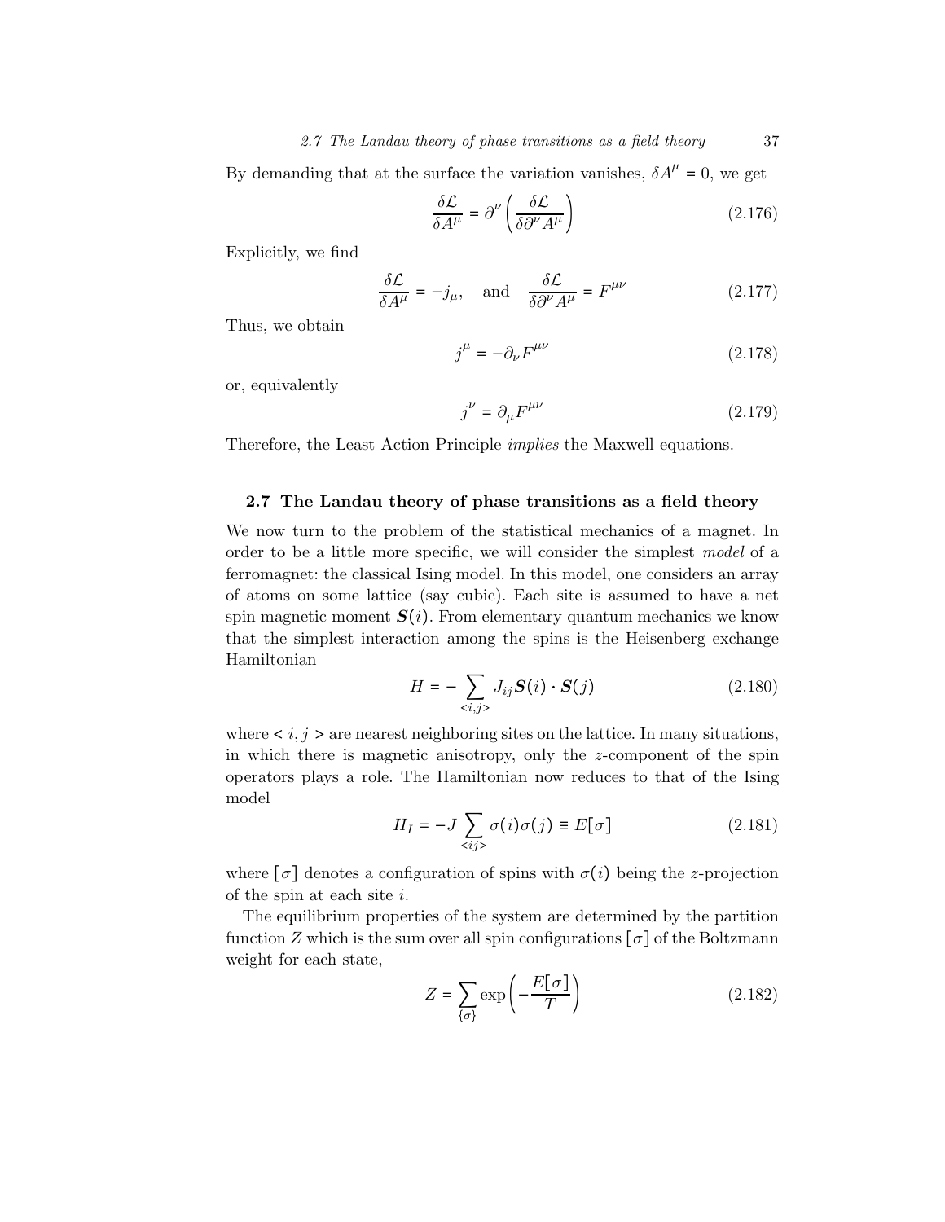By demanding that at the surface the variation vanishes, $\delta A^\mu = 0$, we get

$$\frac{\delta \mathcal{L}}{\delta A^\mu} = \partial^\nu \left( \frac{\delta \mathcal{L}}{\delta \partial^\nu A^\mu} \right) \tag{2.176}$$

Explicitly, we find

$$\frac{\delta \mathcal{L}}{\delta A^\mu} = -j_\mu, \quad \text{and} \quad \frac{\delta \mathcal{L}}{\delta \partial^\nu A^\mu} = F^{\mu\nu} \tag{2.177}$$

Thus, we obtain

$$j^\mu = -\partial_\nu F^{\mu\nu} \tag{2.178}$$

or, equivalently

$$j^\nu = \partial_\mu F^{\mu\nu} \tag{2.179}$$

Therefore, the Least Action Principle *implies* the Maxwell equations.

## 2.7 The Landau theory of phase transitions as a field theory

We now turn to the problem of the statistical mechanics of a magnet. In order to be a little more specific, we will consider the simplest *model* of a ferromagnet: the classical Ising model. In this model, one considers an array of atoms on some lattice (say cubic). Each site is assumed to have a net spin magnetic moment $\boldsymbol{S}(i)$. From elementary quantum mechanics we know that the simplest interaction among the spins is the Heisenberg exchange Hamiltonian

$$H = -\sum_{<i,j>} J_{ij} \boldsymbol{S}(i) \cdot \boldsymbol{S}(j) \tag{2.180}$$

where $< i, j >$ are nearest neighboring sites on the lattice. In many situations, in which there is magnetic anisotropy, only the $z$-component of the spin operators plays a role. The Hamiltonian now reduces to that of the Ising model

$$H_I = -J \sum_{<ij>} \sigma(i)\sigma(j) \equiv E[\sigma] \tag{2.181}$$

where $[\sigma]$ denotes a configuration of spins with $\sigma(i)$ being the $z$-projection of the spin at each site $i$.

The equilibrium properties of the system are determined by the partition function $Z$ which is the sum over all spin configurations $[\sigma]$ of the Boltzmann weight for each state,

$$Z = \sum_{\{\sigma\}} \exp\left( -\frac{E[\sigma]}{T} \right) \tag{2.182}$$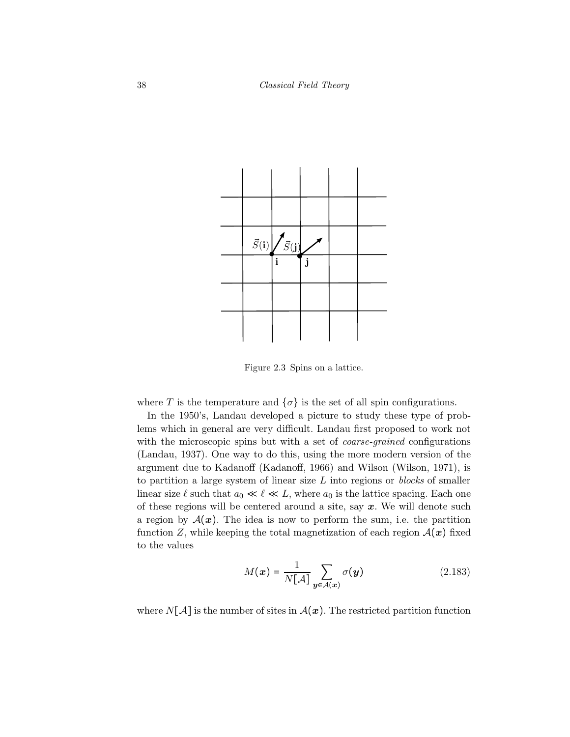Figure 2.3 Spins on a lattice.

where $T$ is the temperature and $\{\sigma\}$ is the set of all spin configurations.

In the 1950's, Landau developed a picture to study these type of problems which in general are very difficult. Landau first proposed to work not with the microscopic spins but with a set of *coarse-grained* configurations (Landau, 1937). One way to do this, using the more modern version of the argument due to Kadanoff (Kadanoff, 1966) and Wilson (Wilson, 1971), is to partition a large system of linear size $L$ into regions or *blocks* of smaller linear size $\ell$ such that $a_0 \ll \ell \ll L$, where $a_0$ is the lattice spacing. Each one of these regions will be centered around a site, say $\boldsymbol{x}$. We will denote such a region by $\mathcal{A}(\boldsymbol{x})$. The idea is now to perform the sum, i.e. the partition function $Z$, while keeping the total magnetization of each region $\mathcal{A}(\boldsymbol{x})$ fixed to the values

$$M(\boldsymbol{x}) = \frac{1}{N[\mathcal{A}]} \sum_{\boldsymbol{y} \in \mathcal{A}(\boldsymbol{x})} \sigma(\boldsymbol{y}) \tag{2.183}$$

where $N[\mathcal{A}]$ is the number of sites in $\mathcal{A}(\boldsymbol{x})$. The restricted partition function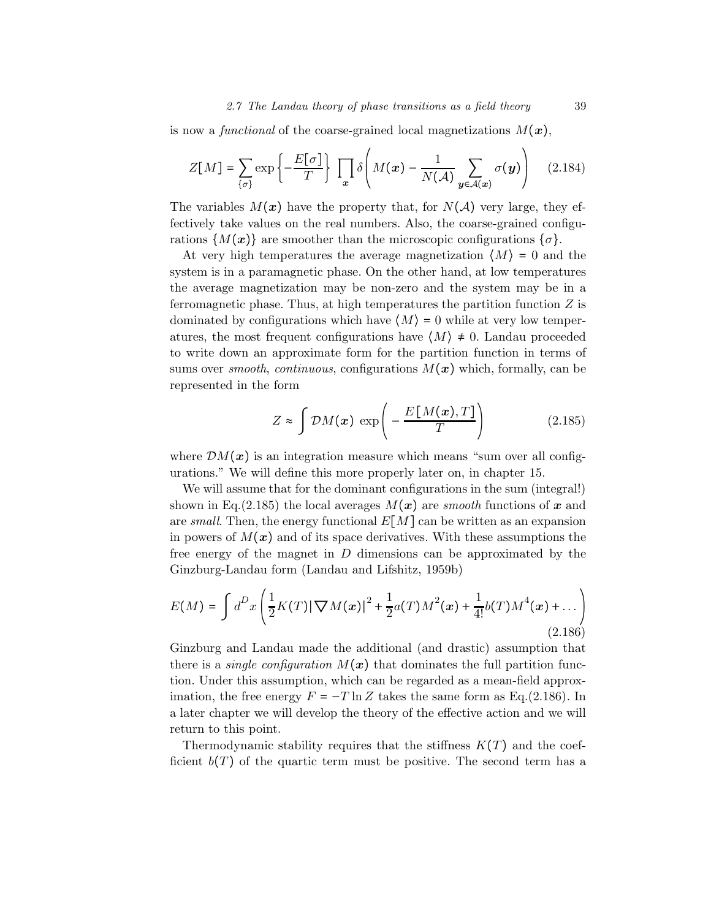is now a *functional* of the coarse-grained local magnetizations $M(\boldsymbol{x})$,

$$Z[M] = \sum_{\{\sigma\}} \exp\left\{-\frac{E[\sigma]}{T}\right\} \prod_{\boldsymbol{x}} \delta\left(M(\boldsymbol{x}) - \frac{1}{N(\mathcal{A})} \sum_{\boldsymbol{y}\in\mathcal{A}(\boldsymbol{x})} \sigma(\boldsymbol{y})\right) \tag{2.184}$$

The variables $M(\boldsymbol{x})$ have the property that, for $N(\mathcal{A})$ very large, they effectively take values on the real numbers. Also, the coarse-grained configurations $\{M(\boldsymbol{x})\}$ are smoother than the microscopic configurations $\{\sigma\}$.

At very high temperatures the average magnetization $\langle M\rangle = 0$ and the system is in a paramagnetic phase. On the other hand, at low temperatures the average magnetization may be non-zero and the system may be in a ferromagnetic phase. Thus, at high temperatures the partition function $Z$ is dominated by configurations which have $\langle M\rangle = 0$ while at very low temperatures, the most frequent configurations have $\langle M\rangle \neq 0$. Landau proceeded to write down an approximate form for the partition function in terms of sums over *smooth*, *continuous*, configurations $M(\boldsymbol{x})$ which, formally, can be represented in the form

$$Z \approx \int \mathcal{D}M(\boldsymbol{x}) \, \exp\left( - \frac{E[M(\boldsymbol{x}), T]}{T}\right) \tag{2.185}$$

where $\mathcal{D}M(\boldsymbol{x})$ is an integration measure which means "sum over all configurations." We will define this more properly later on, in chapter 15.

We will assume that for the dominant configurations in the sum (integral!) shown in Eq.(2.185) the local averages $M(\boldsymbol{x})$ are *smooth* functions of $\boldsymbol{x}$ and are *small*. Then, the energy functional $E[M]$ can be written as an expansion in powers of $M(\boldsymbol{x})$ and of its space derivatives. With these assumptions the free energy of the magnet in $D$ dimensions can be approximated by the Ginzburg-Landau form (Landau and Lifshitz, 1959b)

$$E(M) = \int d^D x \left( \frac{1}{2} K(T) |\nabla M(\boldsymbol{x})|^2 + \frac{1}{2} a(T) M^2(\boldsymbol{x}) + \frac{1}{4!} b(T) M^4(\boldsymbol{x}) + \dots \right) \tag{2.186}$$

Ginzburg and Landau made the additional (and drastic) assumption that there is a *single configuration* $M(\boldsymbol{x})$ that dominates the full partition function. Under this assumption, which can be regarded as a mean-field approximation, the free energy $F = -T \ln Z$ takes the same form as Eq.(2.186). In a later chapter we will develop the theory of the effective action and we will return to this point.

Thermodynamic stability requires that the stiffness $K(T)$ and the coefficient $b(T)$ of the quartic term must be positive. The second term has a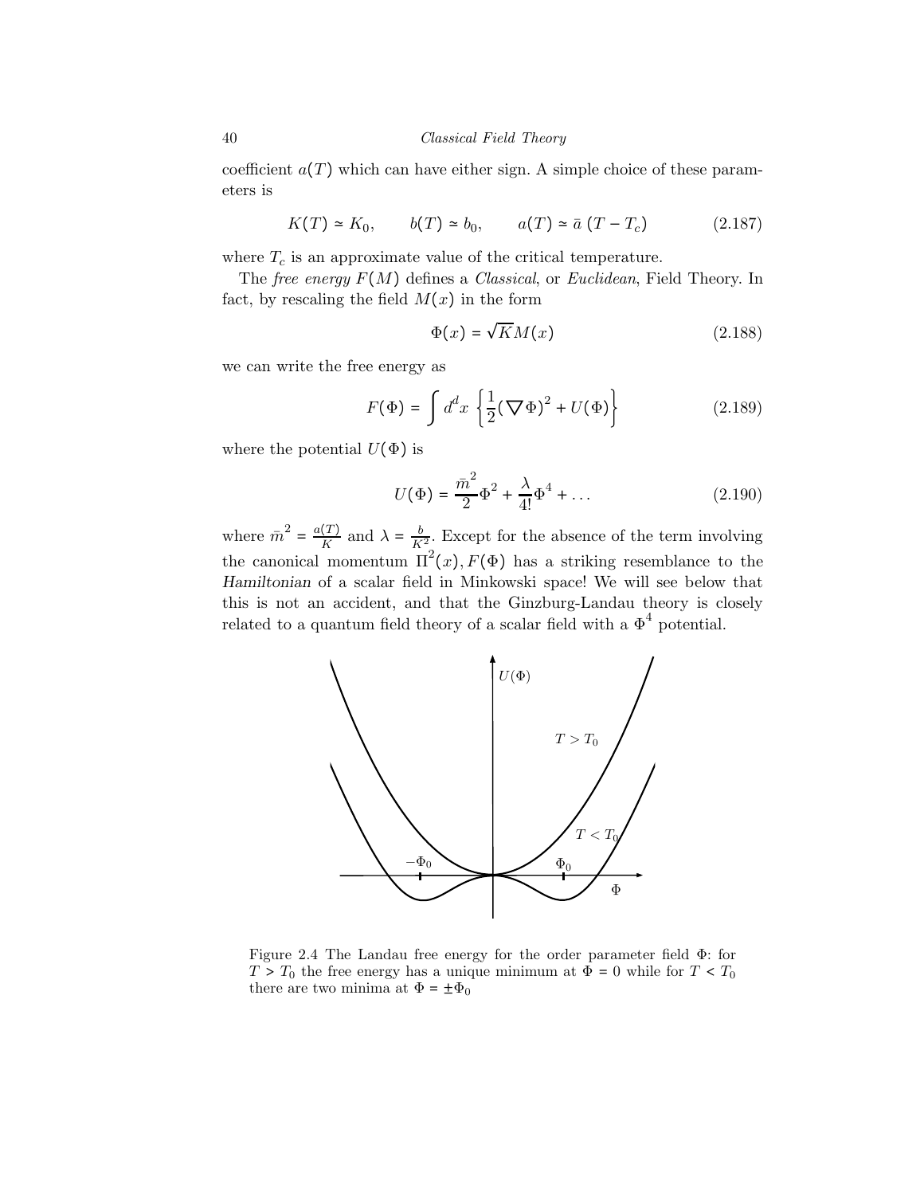coefficient $a(T)$ which can have either sign. A simple choice of these parameters is

$$K(T) \simeq K_0, \qquad b(T) \simeq b_0, \qquad a(T) \simeq \bar{a}\,(T - T_c) \tag{2.187}$$

where $T_c$ is an approximate value of the critical temperature.

The *free energy* $F(M)$ defines a *Classical*, or *Euclidean*, Field Theory. In fact, by rescaling the field $M(x)$ in the form

$$\Phi(x) = \sqrt{K} M(x) \tag{2.188}$$

we can write the free energy as

$$F(\Phi) = \int d^d x \, \left\{ \frac{1}{2} (\nabla \Phi)^2 + U(\Phi) \right\} \tag{2.189}$$

where the potential $U(\Phi)$ is

$$U(\Phi) = \frac{\bar{m}^2}{2} \Phi^2 + \frac{\lambda}{4!} \Phi^4 + \ldots \tag{2.190}$$

where $\bar{m}^2 = \frac{a(T)}{K}$ and $\lambda = \frac{b}{K^2}$. Except for the absence of the term involving the canonical momentum $\Pi^2(x), F(\Phi)$ has a striking resemblance to the *Hamiltonian* of a scalar field in Minkowski space! We will see below that this is not an accident, and that the Ginzburg-Landau theory is closely related to a quantum field theory of a scalar field with a $\Phi^4$ potential.

Figure 2.4 The Landau free energy for the order parameter field $\Phi$: for $T > T_0$ the free energy has a unique minimum at $\Phi = 0$ while for $T < T_0$ there are two minima at $\Phi = \pm \Phi_0$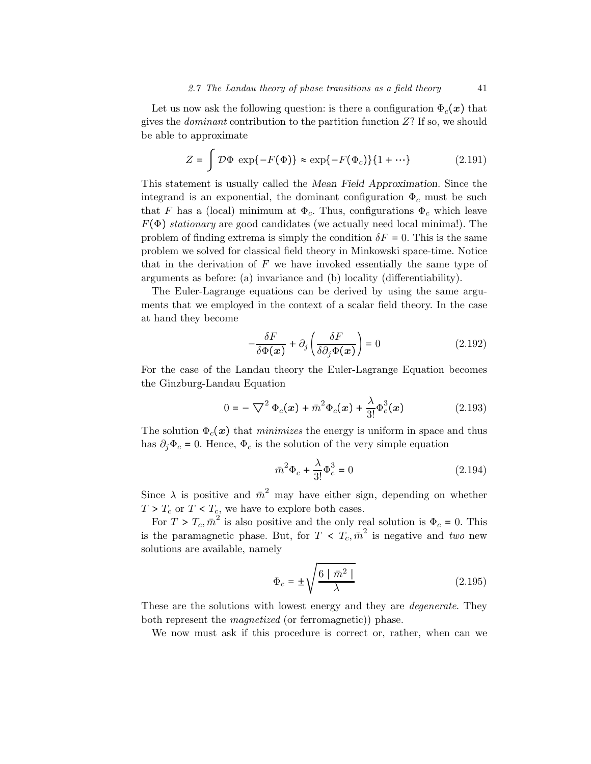Let us now ask the following question: is there a configuration $\Phi_c(\boldsymbol{x})$ that gives the *dominant* contribution to the partition function $Z$? If so, we should be able to approximate

$$Z = \int \mathcal{D}\Phi \ \exp\{-F(\Phi)\} \approx \exp\{-F(\Phi_c)\}\{1 + \cdots\} \tag{2.191}$$

This statement is usually called the *Mean Field Approximation*. Since the integrand is an exponential, the dominant configuration $\Phi_c$ must be such that $F$ has a (local) minimum at $\Phi_c$. Thus, configurations $\Phi_c$ which leave $F(\Phi)$ *stationary* are good candidates (we actually need local minima!). The problem of finding extrema is simply the condition $\delta F = 0$. This is the same problem we solved for classical field theory in Minkowski space-time. Notice that in the derivation of $F$ we have invoked essentially the same type of arguments as before: (a) invariance and (b) locality (differentiability).

The Euler-Lagrange equations can be derived by using the same arguments that we employed in the context of a scalar field theory. In the case at hand they become

$$-\frac{\delta F}{\delta \Phi(\boldsymbol{x})} + \partial_j \left( \frac{\delta F}{\delta \partial_j \Phi(\boldsymbol{x})} \right) = 0 \tag{2.192}$$

For the case of the Landau theory the Euler-Lagrange Equation becomes the Ginzburg-Landau Equation

$$0 = -\bigtriangledown^2 \Phi_c(\boldsymbol{x}) + \bar{m}^2 \Phi_c(\boldsymbol{x}) + \frac{\lambda}{3!}\Phi_c^3(\boldsymbol{x}) \tag{2.193}$$

The solution $\Phi_c(\boldsymbol{x})$ that *minimizes* the energy is uniform in space and thus has $\partial_j \Phi_c = 0$. Hence, $\Phi_c$ is the solution of the very simple equation

$$\bar{m}^2 \Phi_c + \frac{\lambda}{3!}\Phi_c^3 = 0 \tag{2.194}$$

Since $\lambda$ is positive and $\bar{m}^2$ may have either sign, depending on whether $T > T_c$ or $T < T_c$, we have to explore both cases.

For $T > T_c, \bar{m}^2$ is also positive and the only real solution is $\Phi_c = 0$. This is the paramagnetic phase. But, for $T < T_c, \bar{m}^2$ is negative and *two* new solutions are available, namely

$$\Phi_c = \pm \sqrt{\frac{6 \mid \bar{m}^2 \mid}{\lambda}} \tag{2.195}$$

These are the solutions with lowest energy and they are *degenerate*. They both represent the *magnetized* (or ferromagnetic)) phase.

We now must ask if this procedure is correct or, rather, when can we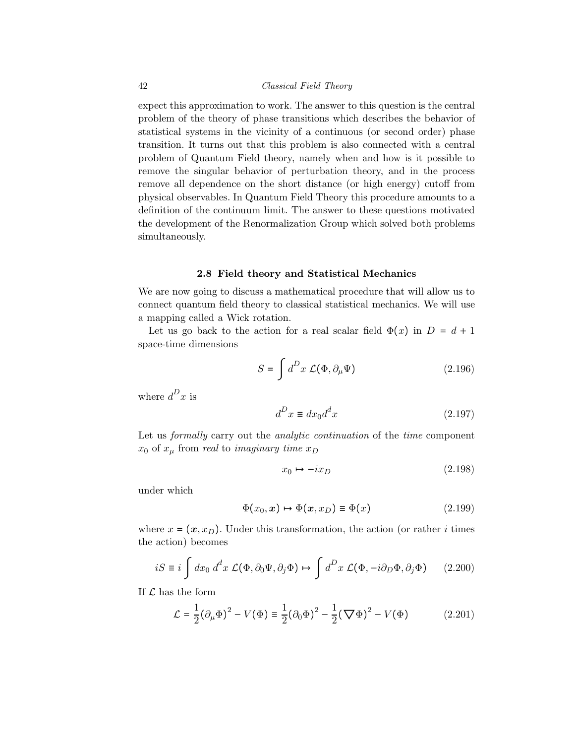expect this approximation to work. The answer to this question is the central problem of the theory of phase transitions which describes the behavior of statistical systems in the vicinity of a continuous (or second order) phase transition. It turns out that this problem is also connected with a central problem of Quantum Field theory, namely when and how is it possible to remove the singular behavior of perturbation theory, and in the process remove all dependence on the short distance (or high energy) cutoff from physical observables. In Quantum Field Theory this procedure amounts to a definition of the continuum limit. The answer to these questions motivated the development of the Renormalization Group which solved both problems simultaneously.

## 2.8 Field theory and Statistical Mechanics

We are now going to discuss a mathematical procedure that will allow us to connect quantum field theory to classical statistical mechanics. We will use a mapping called a Wick rotation.

Let us go back to the action for a real scalar field $\Phi(x)$ in $D = d + 1$ space-time dimensions

$$S = \int d^D x \; \mathcal{L}(\Phi, \partial_\mu \Psi) \tag{2.196}$$

where $d^D x$ is

$$d^D x \equiv dx_0 d^d x \tag{2.197}$$

Let us *formally* carry out the *analytic continuation* of the *time* component $x_0$ of $x_\mu$ from *real* to *imaginary time* $x_D$

$$x_0 \mapsto -i x_D \tag{2.198}$$

under which

$$\Phi(x_0, \boldsymbol{x}) \mapsto \Phi(\boldsymbol{x}, x_D) \equiv \Phi(x) \tag{2.199}$$

where $x = (\boldsymbol{x}, x_D)$. Under this transformation, the action (or rather $i$ times the action) becomes

$$iS \equiv i \int dx_0 \; d^d x \; \mathcal{L}(\Phi, \partial_0 \Psi, \partial_j \Phi) \mapsto \int d^D x \; \mathcal{L}(\Phi, -i\partial_D \Phi, \partial_j \Phi) \tag{2.200}$$

If $\mathcal{L}$ has the form

$$\mathcal{L} = \frac{1}{2}(\partial_\mu \Phi)^2 - V(\Phi) \equiv \frac{1}{2}(\partial_0 \Phi)^2 - \frac{1}{2}(\nabla \Phi)^2 - V(\Phi) \tag{2.201}$$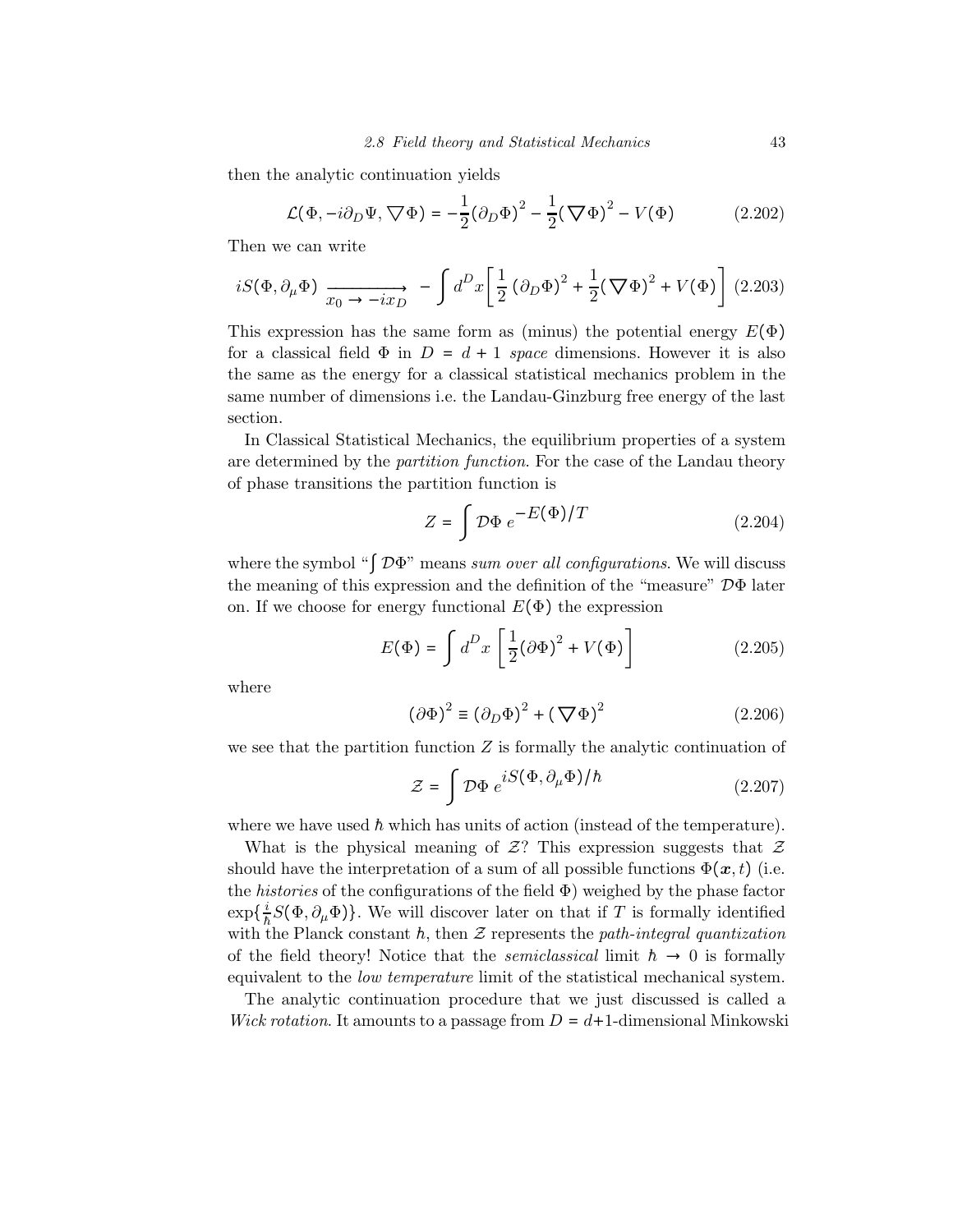then the analytic continuation yields

$$\mathcal{L}(\Phi, -i\partial_D \Psi, \nabla \Phi) = -\frac{1}{2}(\partial_D \Phi)^2 - \frac{1}{2}(\nabla \Phi)^2 - V(\Phi) \tag{2.202}$$

Then we can write

$$iS(\Phi, \partial_\mu \Phi) \xrightarrow[x_0 \to -ix_D]{} -\int d^D x \left[ \frac{1}{2} (\partial_D \Phi)^2 + \frac{1}{2} (\nabla \Phi)^2 + V(\Phi) \right] \tag{2.203}$$

This expression has the same form as (minus) the potential energy $E(\Phi)$ for a classical field $\Phi$ in $D = d + 1$ *space* dimensions. However it is also the same as the energy for a classical statistical mechanics problem in the same number of dimensions i.e. the Landau-Ginzburg free energy of the last section.

In Classical Statistical Mechanics, the equilibrium properties of a system are determined by the *partition function*. For the case of the Landau theory of phase transitions the partition function is

$$Z = \int \mathcal{D}\Phi \; e^{-E(\Phi)/T} \tag{2.204}$$

where the symbol "$\int \mathcal{D}\Phi$" means *sum over all configurations*. We will discuss the meaning of this expression and the definition of the "measure" $\mathcal{D}\Phi$ later on. If we choose for energy functional $E(\Phi)$ the expression

$$E(\Phi) = \int d^D x \left[ \frac{1}{2} (\partial \Phi)^2 + V(\Phi) \right] \tag{2.205}$$

where

$$(\partial \Phi)^2 \equiv (\partial_D \Phi)^2 + (\nabla \Phi)^2 \tag{2.206}$$

we see that the partition function $Z$ is formally the analytic continuation of

$$\mathcal{Z} = \int \mathcal{D}\Phi \; e^{iS(\Phi, \partial_\mu \Phi)/\hbar} \tag{2.207}$$

where we have used $\hbar$ which has units of action (instead of the temperature).

What is the physical meaning of $\mathcal{Z}$? This expression suggests that $\mathcal{Z}$ should have the interpretation of a sum of all possible functions $\Phi(\boldsymbol{x}, t)$ (i.e. the *histories* of the configurations of the field $\Phi$) weighed by the phase factor $\exp\{\frac{i}{\hbar} S(\Phi, \partial_\mu \Phi)\}$. We will discover later on that if $T$ is formally identified with the Planck constant $\hbar$, then $\mathcal{Z}$ represents the *path-integral quantization* of the field theory! Notice that the *semiclassical* limit $\hbar \to 0$ is formally equivalent to the *low temperature* limit of the statistical mechanical system.

The analytic continuation procedure that we just discussed is called a *Wick rotation*. It amounts to a passage from $D = d+1$-dimensional Minkowski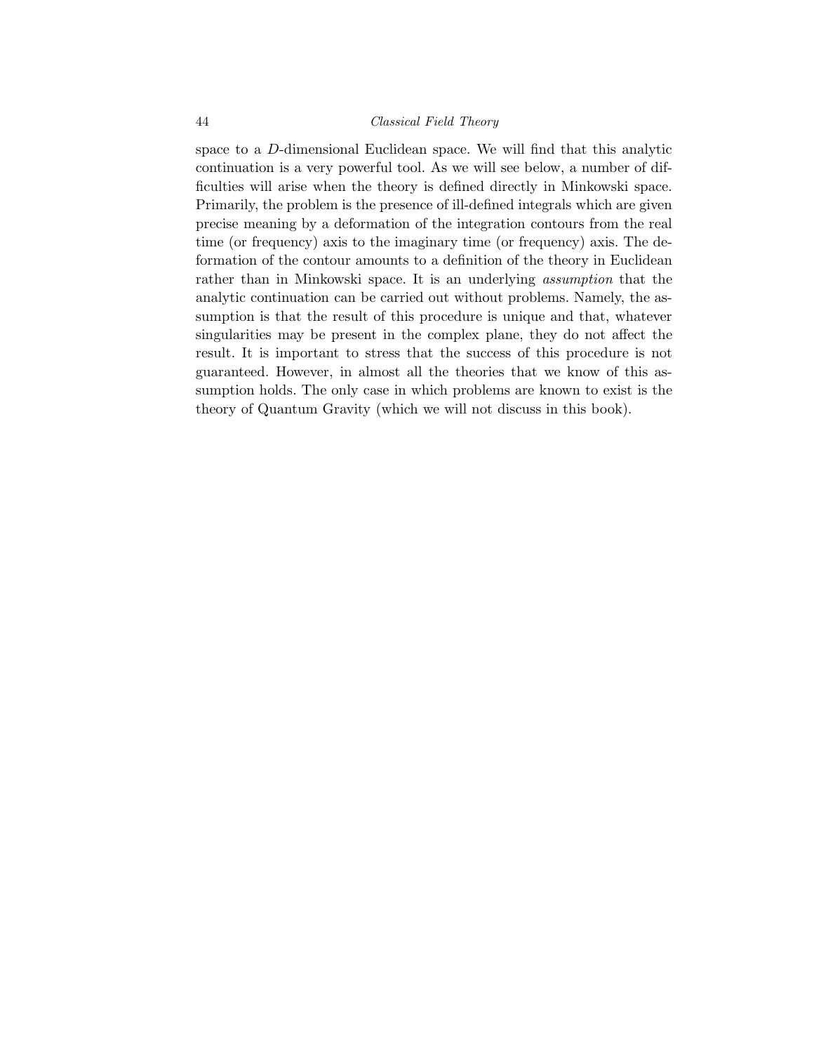space to a $D$-dimensional Euclidean space. We will find that this analytic continuation is a very powerful tool. As we will see below, a number of difficulties will arise when the theory is defined directly in Minkowski space. Primarily, the problem is the presence of ill-defined integrals which are given precise meaning by a deformation of the integration contours from the real time (or frequency) axis to the imaginary time (or frequency) axis. The deformation of the contour amounts to a definition of the theory in Euclidean rather than in Minkowski space. It is an underlying *assumption* that the analytic continuation can be carried out without problems. Namely, the assumption is that the result of this procedure is unique and that, whatever singularities may be present in the complex plane, they do not affect the result. It is important to stress that the success of this procedure is not guaranteed. However, in almost all the theories that we know of this assumption holds. The only case in which problems are known to exist is the theory of Quantum Gravity (which we will not discuss in this book).